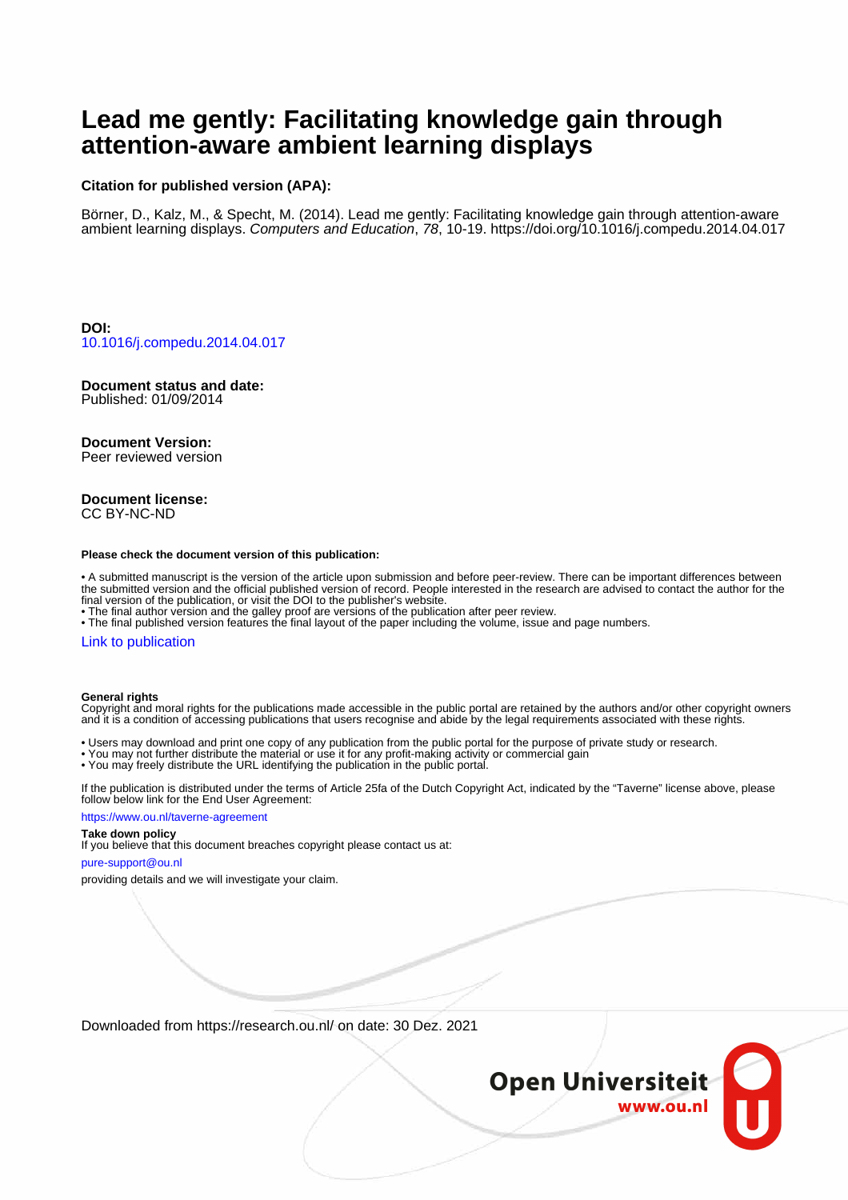# Lead me gently: Facilitating knowledge gain through attention-aware ambient learning displays

**Citation for published version (APA):**

Börner, D., Kalz, M., & Specht, M. (2014). Lead me gently: Facilitating knowledge gain through attention-aware ambient learning displays. *Computers and Education*, *78*, 10-19. https://doi.org/10.1016/j.compedu.2014.04.017

**DOI:**
10.1016/j.compedu.2014.04.017

**Document status and date:**
Published: 01/09/2014

**Document Version:**
Peer reviewed version

**Document license:**
CC BY-NC-ND

**Please check the document version of this publication:**

- A submitted manuscript is the version of the article upon submission and before peer-review. There can be important differences between the submitted version and the official published version of record. People interested in the research are advised to contact the author for the final version of the publication, or visit the DOI to the publisher's website.
- The final author version and the galley proof are versions of the publication after peer review.
- The final published version features the final layout of the paper including the volume, issue and page numbers.

Link to publication

**General rights**
Copyright and moral rights for the publications made accessible in the public portal are retained by the authors and/or other copyright owners and it is a condition of accessing publications that users recognise and abide by the legal requirements associated with these rights.

- Users may download and print one copy of any publication from the public portal for the purpose of private study or research.
- You may not further distribute the material or use it for any profit-making activity or commercial gain
- You may freely distribute the URL identifying the publication in the public portal.

If the publication is distributed under the terms of Article 25fa of the Dutch Copyright Act, indicated by the "Taverne" license above, please follow below link for the End User Agreement:

https://www.ou.nl/taverne-agreement

**Take down policy**
If you believe that this document breaches copyright please contact us at:

pure-support@ou.nl

providing details and we will investigate your claim.

Downloaded from https://research.ou.nl/ on date: 30 Dez. 2021

Open Universiteit
www.ou.nl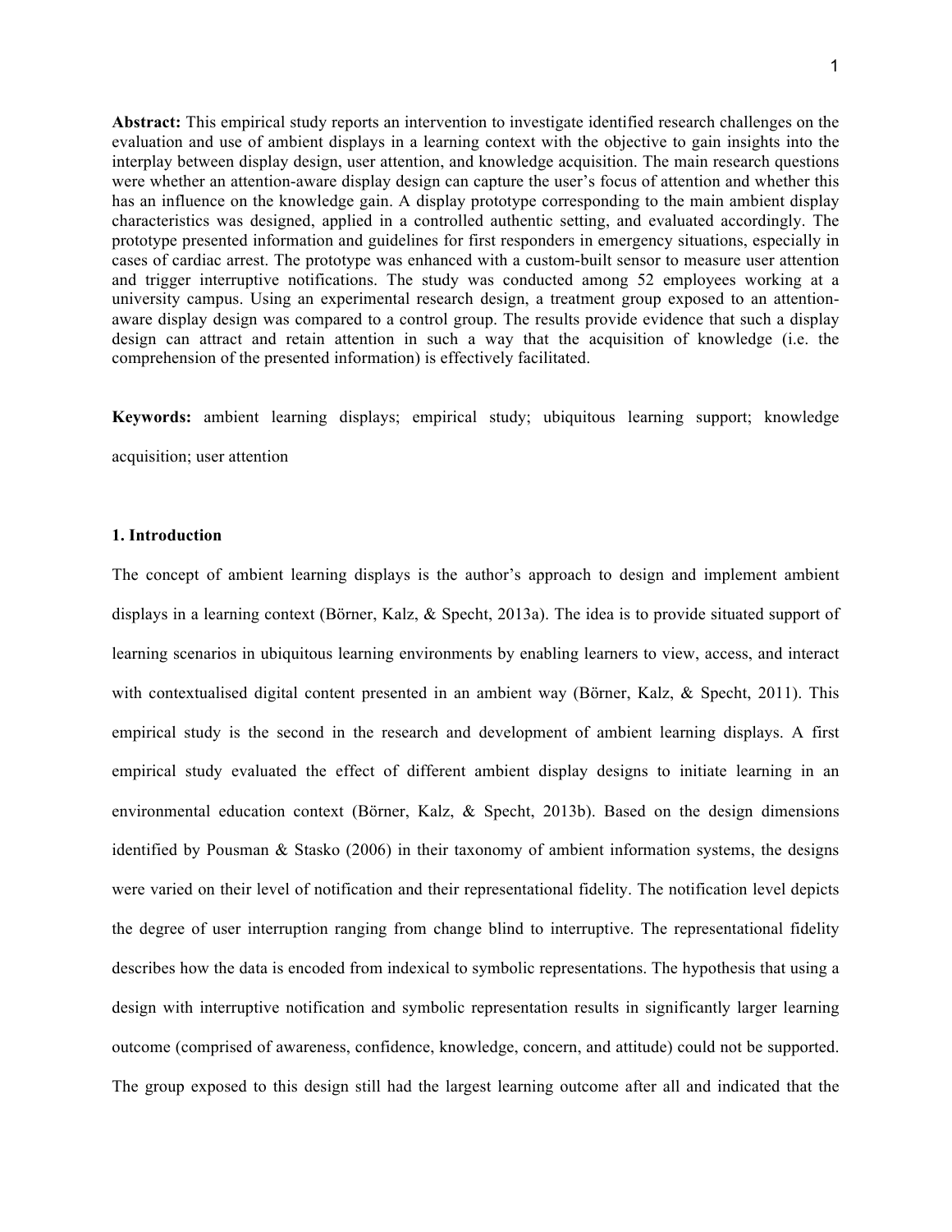**Abstract:** This empirical study reports an intervention to investigate identified research challenges on the evaluation and use of ambient displays in a learning context with the objective to gain insights into the interplay between display design, user attention, and knowledge acquisition. The main research questions were whether an attention-aware display design can capture the user's focus of attention and whether this has an influence on the knowledge gain. A display prototype corresponding to the main ambient display characteristics was designed, applied in a controlled authentic setting, and evaluated accordingly. The prototype presented information and guidelines for first responders in emergency situations, especially in cases of cardiac arrest. The prototype was enhanced with a custom-built sensor to measure user attention and trigger interruptive notifications. The study was conducted among 52 employees working at a university campus. Using an experimental research design, a treatment group exposed to an attention-aware display design was compared to a control group. The results provide evidence that such a display design can attract and retain attention in such a way that the acquisition of knowledge (i.e. the comprehension of the presented information) is effectively facilitated.

**Keywords:** ambient learning displays; empirical study; ubiquitous learning support; knowledge acquisition; user attention

## 1. Introduction

The concept of ambient learning displays is the author's approach to design and implement ambient displays in a learning context (Börner, Kalz, & Specht, 2013a). The idea is to provide situated support of learning scenarios in ubiquitous learning environments by enabling learners to view, access, and interact with contextualised digital content presented in an ambient way (Börner, Kalz, & Specht, 2011). This empirical study is the second in the research and development of ambient learning displays. A first empirical study evaluated the effect of different ambient display designs to initiate learning in an environmental education context (Börner, Kalz, & Specht, 2013b). Based on the design dimensions identified by Pousman & Stasko (2006) in their taxonomy of ambient information systems, the designs were varied on their level of notification and their representational fidelity. The notification level depicts the degree of user interruption ranging from change blind to interruptive. The representational fidelity describes how the data is encoded from indexical to symbolic representations. The hypothesis that using a design with interruptive notification and symbolic representation results in significantly larger learning outcome (comprised of awareness, confidence, knowledge, concern, and attitude) could not be supported. The group exposed to this design still had the largest learning outcome after all and indicated that the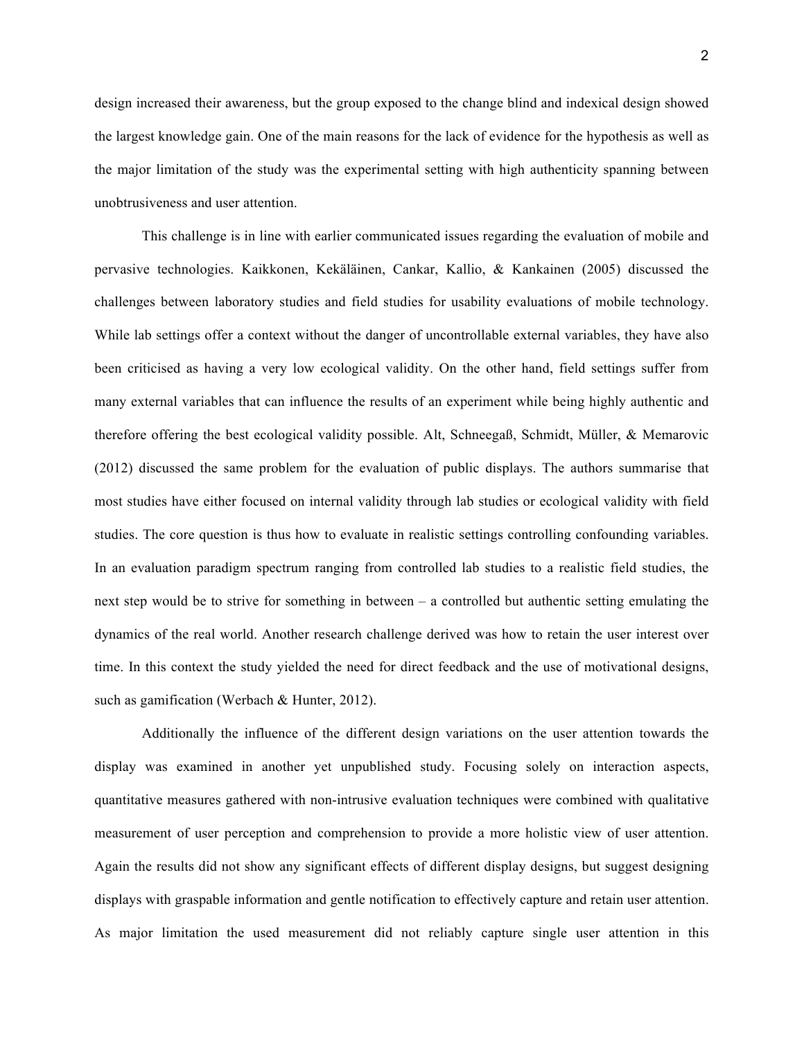design increased their awareness, but the group exposed to the change blind and indexical design showed the largest knowledge gain. One of the main reasons for the lack of evidence for the hypothesis as well as the major limitation of the study was the experimental setting with high authenticity spanning between unobtrusiveness and user attention.

This challenge is in line with earlier communicated issues regarding the evaluation of mobile and pervasive technologies. Kaikkonen, Kekäläinen, Cankar, Kallio, & Kankainen (2005) discussed the challenges between laboratory studies and field studies for usability evaluations of mobile technology. While lab settings offer a context without the danger of uncontrollable external variables, they have also been criticised as having a very low ecological validity. On the other hand, field settings suffer from many external variables that can influence the results of an experiment while being highly authentic and therefore offering the best ecological validity possible. Alt, Schneegaß, Schmidt, Müller, & Memarovic (2012) discussed the same problem for the evaluation of public displays. The authors summarise that most studies have either focused on internal validity through lab studies or ecological validity with field studies. The core question is thus how to evaluate in realistic settings controlling confounding variables. In an evaluation paradigm spectrum ranging from controlled lab studies to a realistic field studies, the next step would be to strive for something in between – a controlled but authentic setting emulating the dynamics of the real world. Another research challenge derived was how to retain the user interest over time. In this context the study yielded the need for direct feedback and the use of motivational designs, such as gamification (Werbach & Hunter, 2012).

Additionally the influence of the different design variations on the user attention towards the display was examined in another yet unpublished study. Focusing solely on interaction aspects, quantitative measures gathered with non-intrusive evaluation techniques were combined with qualitative measurement of user perception and comprehension to provide a more holistic view of user attention. Again the results did not show any significant effects of different display designs, but suggest designing displays with graspable information and gentle notification to effectively capture and retain user attention. As major limitation the used measurement did not reliably capture single user attention in this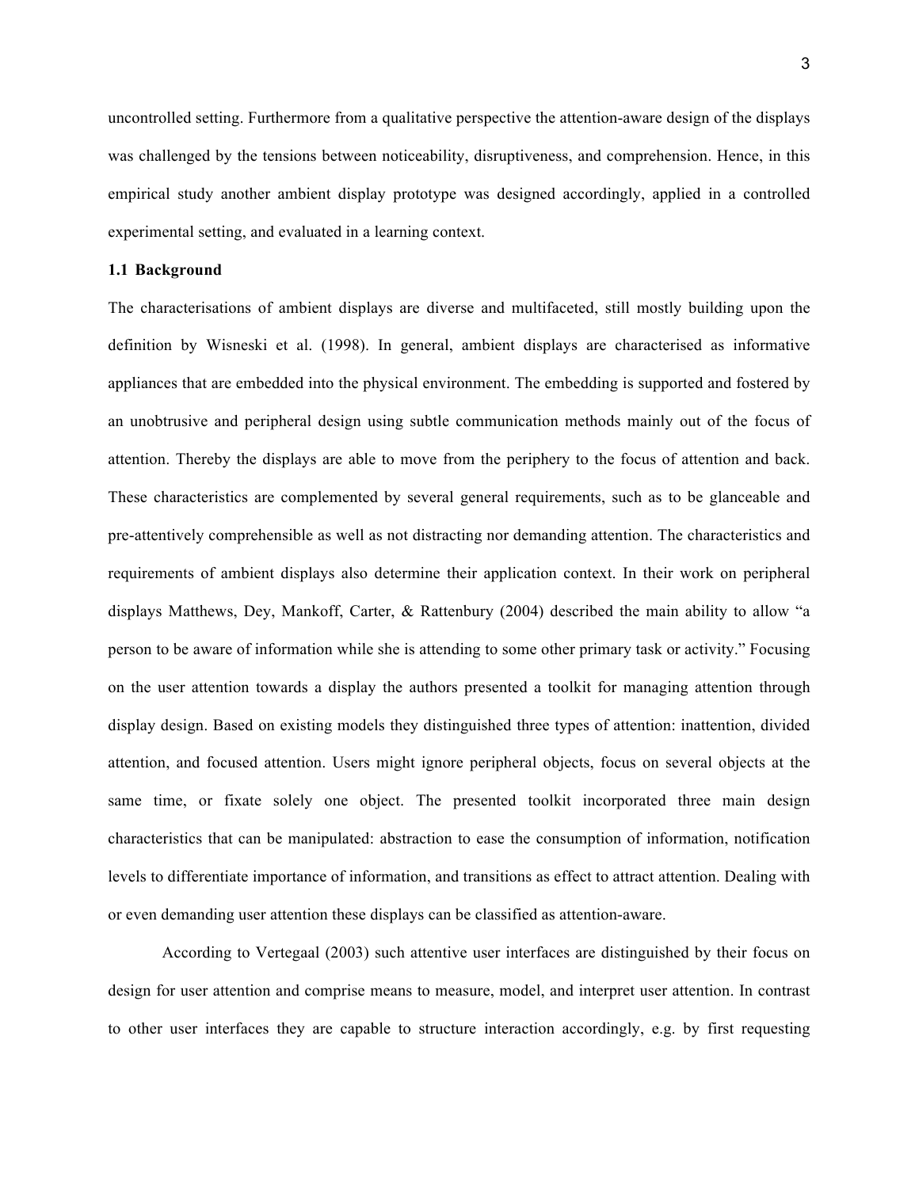uncontrolled setting. Furthermore from a qualitative perspective the attention-aware design of the displays was challenged by the tensions between noticeability, disruptiveness, and comprehension. Hence, in this empirical study another ambient display prototype was designed accordingly, applied in a controlled experimental setting, and evaluated in a learning context.

### 1.1 Background

The characterisations of ambient displays are diverse and multifaceted, still mostly building upon the definition by Wisneski et al. (1998). In general, ambient displays are characterised as informative appliances that are embedded into the physical environment. The embedding is supported and fostered by an unobtrusive and peripheral design using subtle communication methods mainly out of the focus of attention. Thereby the displays are able to move from the periphery to the focus of attention and back. These characteristics are complemented by several general requirements, such as to be glanceable and pre-attentively comprehensible as well as not distracting nor demanding attention. The characteristics and requirements of ambient displays also determine their application context. In their work on peripheral displays Matthews, Dey, Mankoff, Carter, & Rattenbury (2004) described the main ability to allow "a person to be aware of information while she is attending to some other primary task or activity." Focusing on the user attention towards a display the authors presented a toolkit for managing attention through display design. Based on existing models they distinguished three types of attention: inattention, divided attention, and focused attention. Users might ignore peripheral objects, focus on several objects at the same time, or fixate solely one object. The presented toolkit incorporated three main design characteristics that can be manipulated: abstraction to ease the consumption of information, notification levels to differentiate importance of information, and transitions as effect to attract attention. Dealing with or even demanding user attention these displays can be classified as attention-aware.

According to Vertegaal (2003) such attentive user interfaces are distinguished by their focus on design for user attention and comprise means to measure, model, and interpret user attention. In contrast to other user interfaces they are capable to structure interaction accordingly, e.g. by first requesting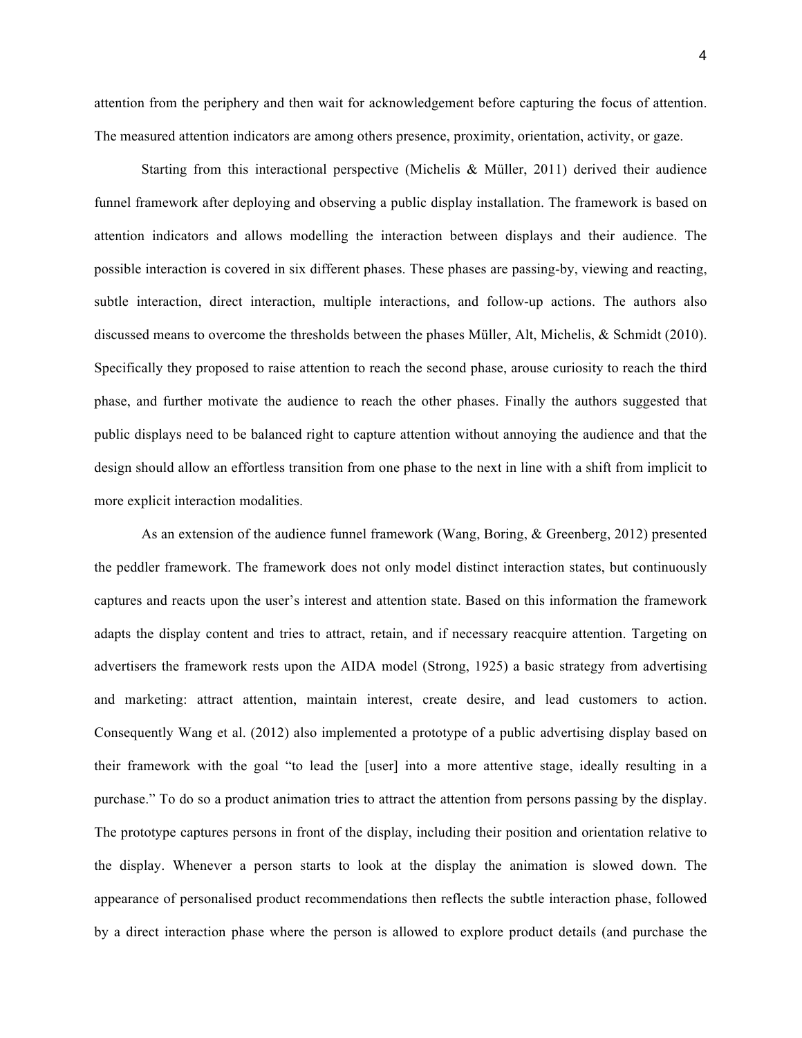attention from the periphery and then wait for acknowledgement before capturing the focus of attention. The measured attention indicators are among others presence, proximity, orientation, activity, or gaze.

Starting from this interactional perspective (Michelis & Müller, 2011) derived their audience funnel framework after deploying and observing a public display installation. The framework is based on attention indicators and allows modelling the interaction between displays and their audience. The possible interaction is covered in six different phases. These phases are passing-by, viewing and reacting, subtle interaction, direct interaction, multiple interactions, and follow-up actions. The authors also discussed means to overcome the thresholds between the phases Müller, Alt, Michelis, & Schmidt (2010). Specifically they proposed to raise attention to reach the second phase, arouse curiosity to reach the third phase, and further motivate the audience to reach the other phases. Finally the authors suggested that public displays need to be balanced right to capture attention without annoying the audience and that the design should allow an effortless transition from one phase to the next in line with a shift from implicit to more explicit interaction modalities.

As an extension of the audience funnel framework (Wang, Boring, & Greenberg, 2012) presented the peddler framework. The framework does not only model distinct interaction states, but continuously captures and reacts upon the user's interest and attention state. Based on this information the framework adapts the display content and tries to attract, retain, and if necessary reacquire attention. Targeting on advertisers the framework rests upon the AIDA model (Strong, 1925) a basic strategy from advertising and marketing: attract attention, maintain interest, create desire, and lead customers to action. Consequently Wang et al. (2012) also implemented a prototype of a public advertising display based on their framework with the goal "to lead the [user] into a more attentive stage, ideally resulting in a purchase." To do so a product animation tries to attract the attention from persons passing by the display. The prototype captures persons in front of the display, including their position and orientation relative to the display. Whenever a person starts to look at the display the animation is slowed down. The appearance of personalised product recommendations then reflects the subtle interaction phase, followed by a direct interaction phase where the person is allowed to explore product details (and purchase the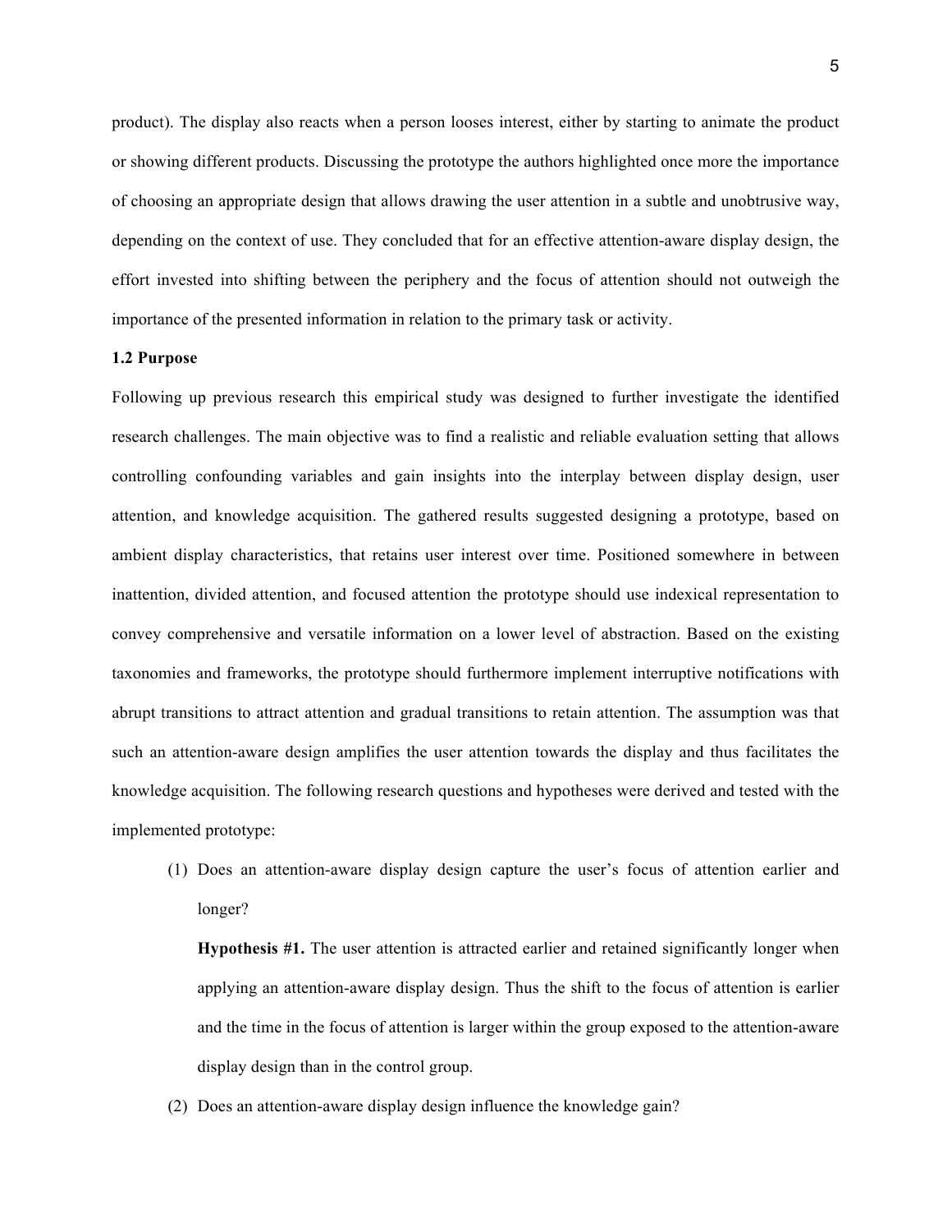product). The display also reacts when a person looses interest, either by starting to animate the product or showing different products. Discussing the prototype the authors highlighted once more the importance of choosing an appropriate design that allows drawing the user attention in a subtle and unobtrusive way, depending on the context of use. They concluded that for an effective attention-aware display design, the effort invested into shifting between the periphery and the focus of attention should not outweigh the importance of the presented information in relation to the primary task or activity.

### 1.2 Purpose

Following up previous research this empirical study was designed to further investigate the identified research challenges. The main objective was to find a realistic and reliable evaluation setting that allows controlling confounding variables and gain insights into the interplay between display design, user attention, and knowledge acquisition. The gathered results suggested designing a prototype, based on ambient display characteristics, that retains user interest over time. Positioned somewhere in between inattention, divided attention, and focused attention the prototype should use indexical representation to convey comprehensive and versatile information on a lower level of abstraction. Based on the existing taxonomies and frameworks, the prototype should furthermore implement interruptive notifications with abrupt transitions to attract attention and gradual transitions to retain attention. The assumption was that such an attention-aware design amplifies the user attention towards the display and thus facilitates the knowledge acquisition. The following research questions and hypotheses were derived and tested with the implemented prototype:

(1) Does an attention-aware display design capture the user's focus of attention earlier and longer?

   **Hypothesis #1.** The user attention is attracted earlier and retained significantly longer when applying an attention-aware display design. Thus the shift to the focus of attention is earlier and the time in the focus of attention is larger within the group exposed to the attention-aware display design than in the control group.

(2) Does an attention-aware display design influence the knowledge gain?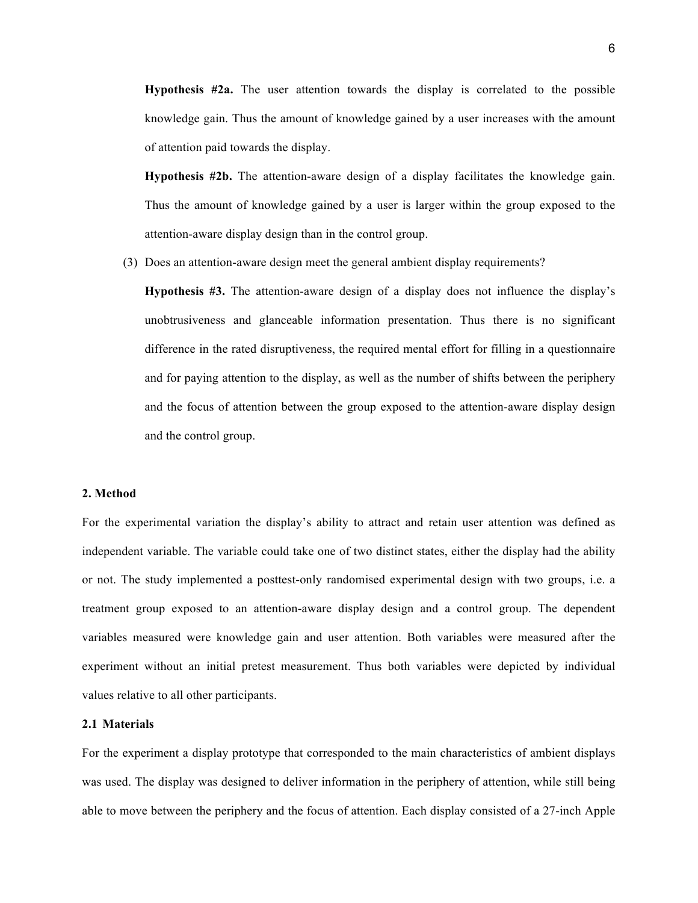**Hypothesis #2a.** The user attention towards the display is correlated to the possible knowledge gain. Thus the amount of knowledge gained by a user increases with the amount of attention paid towards the display.

**Hypothesis #2b.** The attention-aware design of a display facilitates the knowledge gain. Thus the amount of knowledge gained by a user is larger within the group exposed to the attention-aware display design than in the control group.

(3) Does an attention-aware design meet the general ambient display requirements?

**Hypothesis #3.** The attention-aware design of a display does not influence the display's unobtrusiveness and glanceable information presentation. Thus there is no significant difference in the rated disruptiveness, the required mental effort for filling in a questionnaire and for paying attention to the display, as well as the number of shifts between the periphery and the focus of attention between the group exposed to the attention-aware display design and the control group.

## 2. Method

For the experimental variation the display's ability to attract and retain user attention was defined as independent variable. The variable could take one of two distinct states, either the display had the ability or not. The study implemented a posttest-only randomised experimental design with two groups, i.e. a treatment group exposed to an attention-aware display design and a control group. The dependent variables measured were knowledge gain and user attention. Both variables were measured after the experiment without an initial pretest measurement. Thus both variables were depicted by individual values relative to all other participants.

### 2.1 Materials

For the experiment a display prototype that corresponded to the main characteristics of ambient displays was used. The display was designed to deliver information in the periphery of attention, while still being able to move between the periphery and the focus of attention. Each display consisted of a 27-inch Apple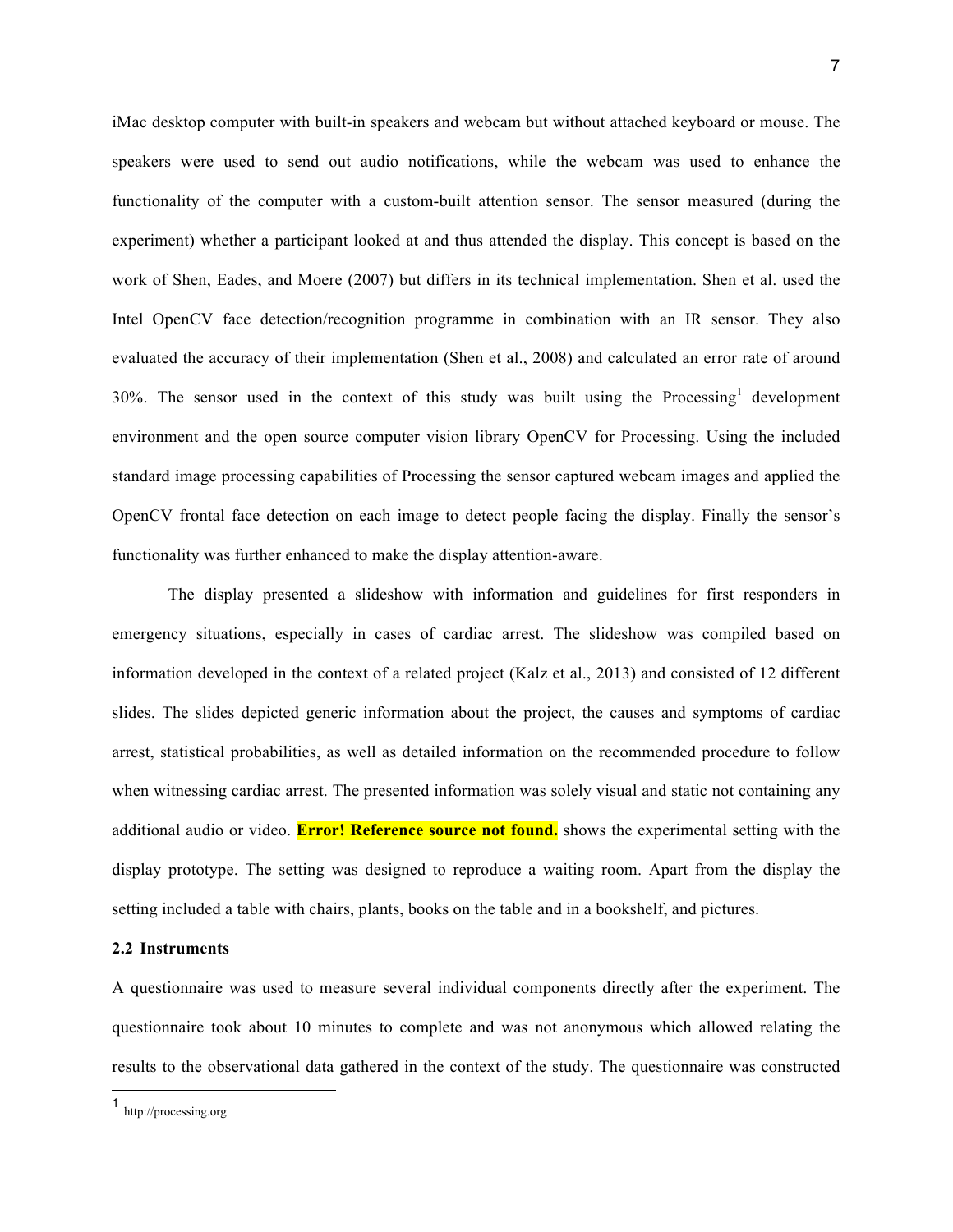iMac desktop computer with built-in speakers and webcam but without attached keyboard or mouse. The speakers were used to send out audio notifications, while the webcam was used to enhance the functionality of the computer with a custom-built attention sensor. The sensor measured (during the experiment) whether a participant looked at and thus attended the display. This concept is based on the work of Shen, Eades, and Moere (2007) but differs in its technical implementation. Shen et al. used the Intel OpenCV face detection/recognition programme in combination with an IR sensor. They also evaluated the accuracy of their implementation (Shen et al., 2008) and calculated an error rate of around 30%. The sensor used in the context of this study was built using the Processing[1] development environment and the open source computer vision library OpenCV for Processing. Using the included standard image processing capabilities of Processing the sensor captured webcam images and applied the OpenCV frontal face detection on each image to detect people facing the display. Finally the sensor's functionality was further enhanced to make the display attention-aware.

The display presented a slideshow with information and guidelines for first responders in emergency situations, especially in cases of cardiac arrest. The slideshow was compiled based on information developed in the context of a related project (Kalz et al., 2013) and consisted of 12 different slides. The slides depicted generic information about the project, the causes and symptoms of cardiac arrest, statistical probabilities, as well as detailed information on the recommended procedure to follow when witnessing cardiac arrest. The presented information was solely visual and static not containing any additional audio or video. **Error! Reference source not found.** shows the experimental setting with the display prototype. The setting was designed to reproduce a waiting room. Apart from the display the setting included a table with chairs, plants, books on the table and in a bookshelf, and pictures.

**2.2 Instruments**

A questionnaire was used to measure several individual components directly after the experiment. The questionnaire took about 10 minutes to complete and was not anonymous which allowed relating the results to the observational data gathered in the context of the study. The questionnaire was constructed

[1] http://processing.org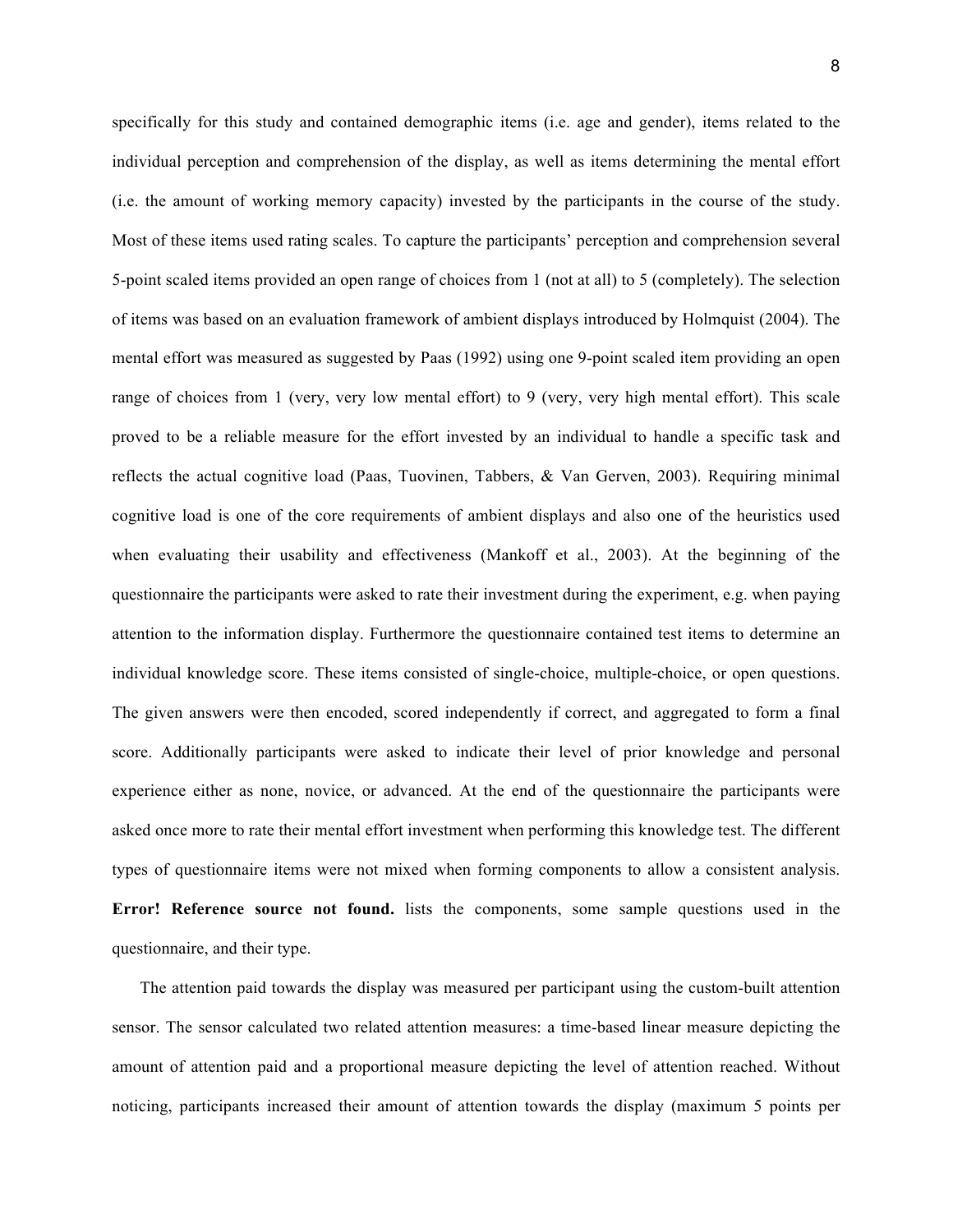specifically for this study and contained demographic items (i.e. age and gender), items related to the individual perception and comprehension of the display, as well as items determining the mental effort (i.e. the amount of working memory capacity) invested by the participants in the course of the study. Most of these items used rating scales. To capture the participants' perception and comprehension several 5-point scaled items provided an open range of choices from 1 (not at all) to 5 (completely). The selection of items was based on an evaluation framework of ambient displays introduced by Holmquist (2004). The mental effort was measured as suggested by Paas (1992) using one 9-point scaled item providing an open range of choices from 1 (very, very low mental effort) to 9 (very, very high mental effort). This scale proved to be a reliable measure for the effort invested by an individual to handle a specific task and reflects the actual cognitive load (Paas, Tuovinen, Tabbers, & Van Gerven, 2003). Requiring minimal cognitive load is one of the core requirements of ambient displays and also one of the heuristics used when evaluating their usability and effectiveness (Mankoff et al., 2003). At the beginning of the questionnaire the participants were asked to rate their investment during the experiment, e.g. when paying attention to the information display. Furthermore the questionnaire contained test items to determine an individual knowledge score. These items consisted of single-choice, multiple-choice, or open questions. The given answers were then encoded, scored independently if correct, and aggregated to form a final score. Additionally participants were asked to indicate their level of prior knowledge and personal experience either as none, novice, or advanced. At the end of the questionnaire the participants were asked once more to rate their mental effort investment when performing this knowledge test. The different types of questionnaire items were not mixed when forming components to allow a consistent analysis. **Error! Reference source not found.** lists the components, some sample questions used in the questionnaire, and their type.

The attention paid towards the display was measured per participant using the custom-built attention sensor. The sensor calculated two related attention measures: a time-based linear measure depicting the amount of attention paid and a proportional measure depicting the level of attention reached. Without noticing, participants increased their amount of attention towards the display (maximum 5 points per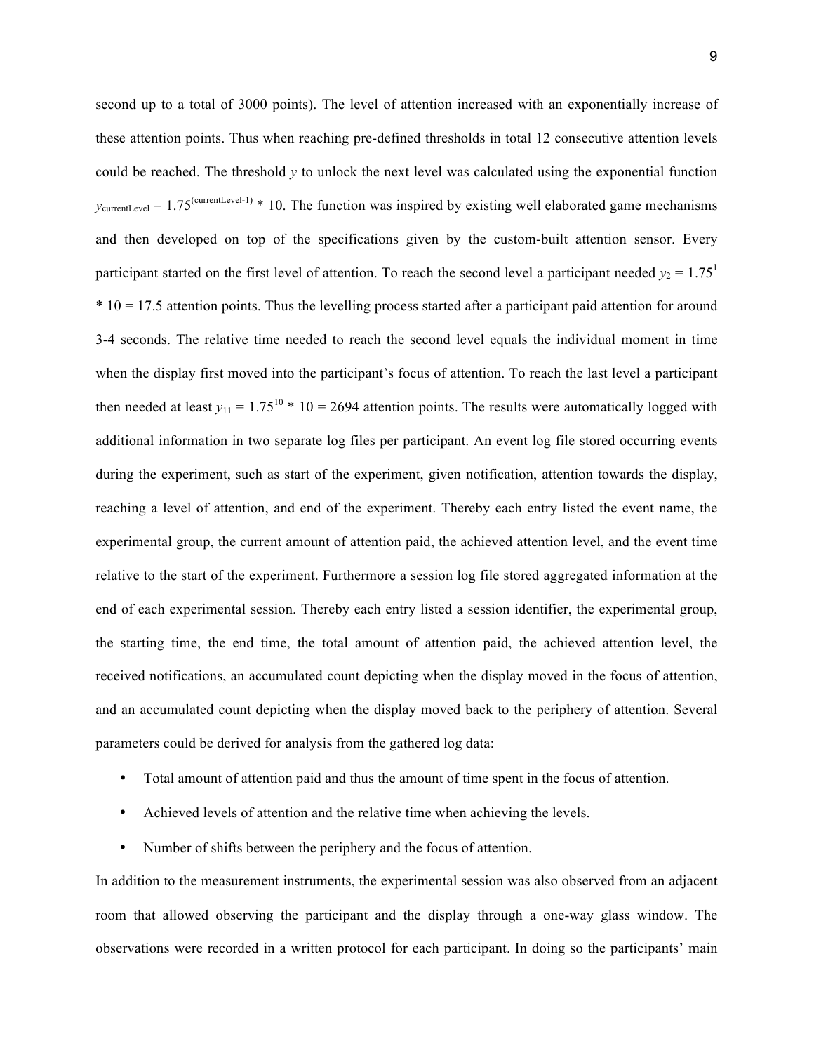second up to a total of 3000 points). The level of attention increased with an exponentially increase of these attention points. Thus when reaching pre-defined thresholds in total 12 consecutive attention levels could be reached. The threshold $y$ to unlock the next level was calculated using the exponential function $y_{\text{currentLevel}} = 1.75^{(\text{currentLevel-1})} * 10$. The function was inspired by existing well elaborated game mechanisms and then developed on top of the specifications given by the custom-built attention sensor. Every participant started on the first level of attention. To reach the second level a participant needed $y_2 = 1.75^1 * 10 = 17.5$ attention points. Thus the levelling process started after a participant paid attention for around 3-4 seconds. The relative time needed to reach the second level equals the individual moment in time when the display first moved into the participant's focus of attention. To reach the last level a participant then needed at least $y_{11} = 1.75^{10} * 10 = 2694$ attention points. The results were automatically logged with additional information in two separate log files per participant. An event log file stored occurring events during the experiment, such as start of the experiment, given notification, attention towards the display, reaching a level of attention, and end of the experiment. Thereby each entry listed the event name, the experimental group, the current amount of attention paid, the achieved attention level, and the event time relative to the start of the experiment. Furthermore a session log file stored aggregated information at the end of each experimental session. Thereby each entry listed a session identifier, the experimental group, the starting time, the end time, the total amount of attention paid, the achieved attention level, the received notifications, an accumulated count depicting when the display moved in the focus of attention, and an accumulated count depicting when the display moved back to the periphery of attention. Several parameters could be derived for analysis from the gathered log data:

- Total amount of attention paid and thus the amount of time spent in the focus of attention.
- Achieved levels of attention and the relative time when achieving the levels.
- Number of shifts between the periphery and the focus of attention.

In addition to the measurement instruments, the experimental session was also observed from an adjacent room that allowed observing the participant and the display through a one-way glass window. The observations were recorded in a written protocol for each participant. In doing so the participants' main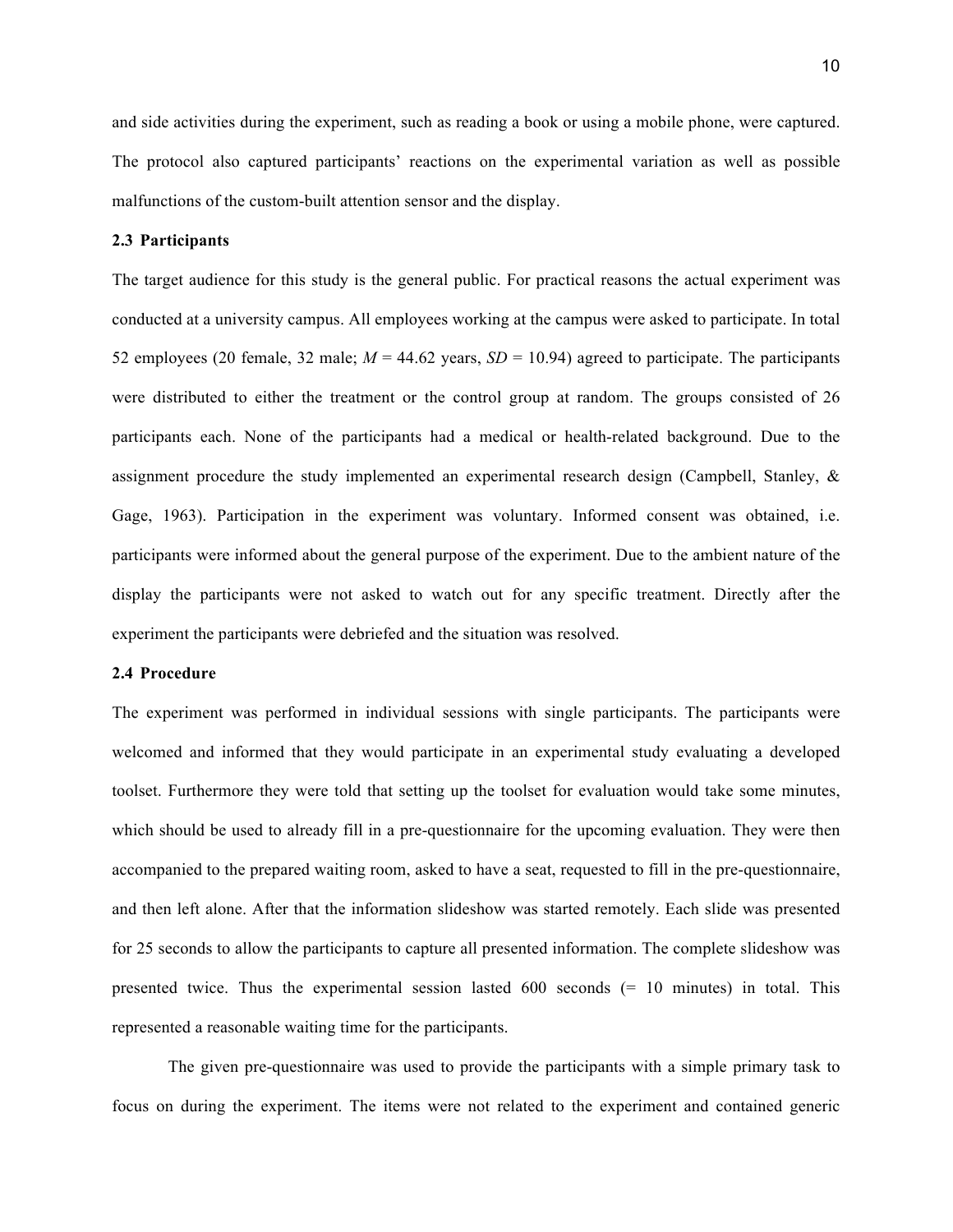and side activities during the experiment, such as reading a book or using a mobile phone, were captured. The protocol also captured participants' reactions on the experimental variation as well as possible malfunctions of the custom-built attention sensor and the display.

### 2.3 Participants

The target audience for this study is the general public. For practical reasons the actual experiment was conducted at a university campus. All employees working at the campus were asked to participate. In total 52 employees (20 female, 32 male; $M = 44.62$ years, $SD = 10.94$) agreed to participate. The participants were distributed to either the treatment or the control group at random. The groups consisted of 26 participants each. None of the participants had a medical or health-related background. Due to the assignment procedure the study implemented an experimental research design (Campbell, Stanley, & Gage, 1963). Participation in the experiment was voluntary. Informed consent was obtained, i.e. participants were informed about the general purpose of the experiment. Due to the ambient nature of the display the participants were not asked to watch out for any specific treatment. Directly after the experiment the participants were debriefed and the situation was resolved.

### 2.4 Procedure

The experiment was performed in individual sessions with single participants. The participants were welcomed and informed that they would participate in an experimental study evaluating a developed toolset. Furthermore they were told that setting up the toolset for evaluation would take some minutes, which should be used to already fill in a pre-questionnaire for the upcoming evaluation. They were then accompanied to the prepared waiting room, asked to have a seat, requested to fill in the pre-questionnaire, and then left alone. After that the information slideshow was started remotely. Each slide was presented for 25 seconds to allow the participants to capture all presented information. The complete slideshow was presented twice. Thus the experimental session lasted 600 seconds (= 10 minutes) in total. This represented a reasonable waiting time for the participants.

The given pre-questionnaire was used to provide the participants with a simple primary task to focus on during the experiment. The items were not related to the experiment and contained generic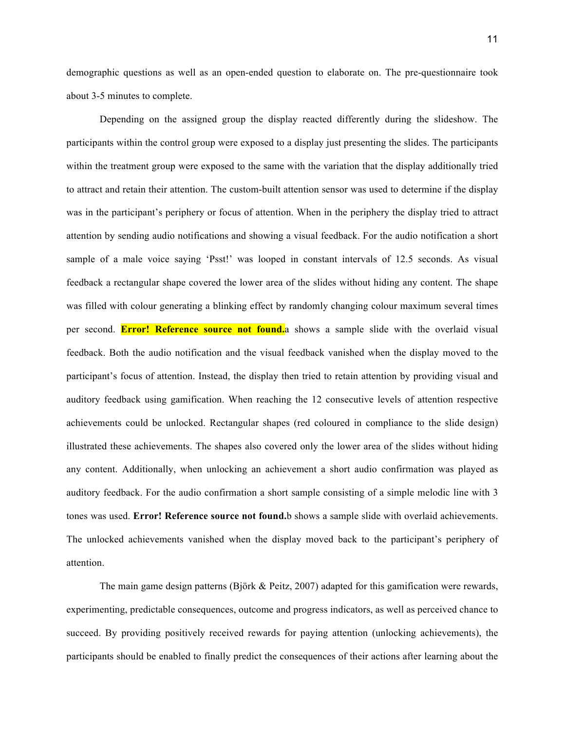demographic questions as well as an open-ended question to elaborate on. The pre-questionnaire took about 3-5 minutes to complete.

Depending on the assigned group the display reacted differently during the slideshow. The participants within the control group were exposed to a display just presenting the slides. The participants within the treatment group were exposed to the same with the variation that the display additionally tried to attract and retain their attention. The custom-built attention sensor was used to determine if the display was in the participant's periphery or focus of attention. When in the periphery the display tried to attract attention by sending audio notifications and showing a visual feedback. For the audio notification a short sample of a male voice saying 'Psst!' was looped in constant intervals of 12.5 seconds. As visual feedback a rectangular shape covered the lower area of the slides without hiding any content. The shape was filled with colour generating a blinking effect by randomly changing colour maximum several times per second. **Error! Reference source not found.**a shows a sample slide with the overlaid visual feedback. Both the audio notification and the visual feedback vanished when the display moved to the participant's focus of attention. Instead, the display then tried to retain attention by providing visual and auditory feedback using gamification. When reaching the 12 consecutive levels of attention respective achievements could be unlocked. Rectangular shapes (red coloured in compliance to the slide design) illustrated these achievements. The shapes also covered only the lower area of the slides without hiding any content. Additionally, when unlocking an achievement a short audio confirmation was played as auditory feedback. For the audio confirmation a short sample consisting of a simple melodic line with 3 tones was used. **Error! Reference source not found.**b shows a sample slide with overlaid achievements. The unlocked achievements vanished when the display moved back to the participant's periphery of attention.

The main game design patterns (Björk & Peitz, 2007) adapted for this gamification were rewards, experimenting, predictable consequences, outcome and progress indicators, as well as perceived chance to succeed. By providing positively received rewards for paying attention (unlocking achievements), the participants should be enabled to finally predict the consequences of their actions after learning about the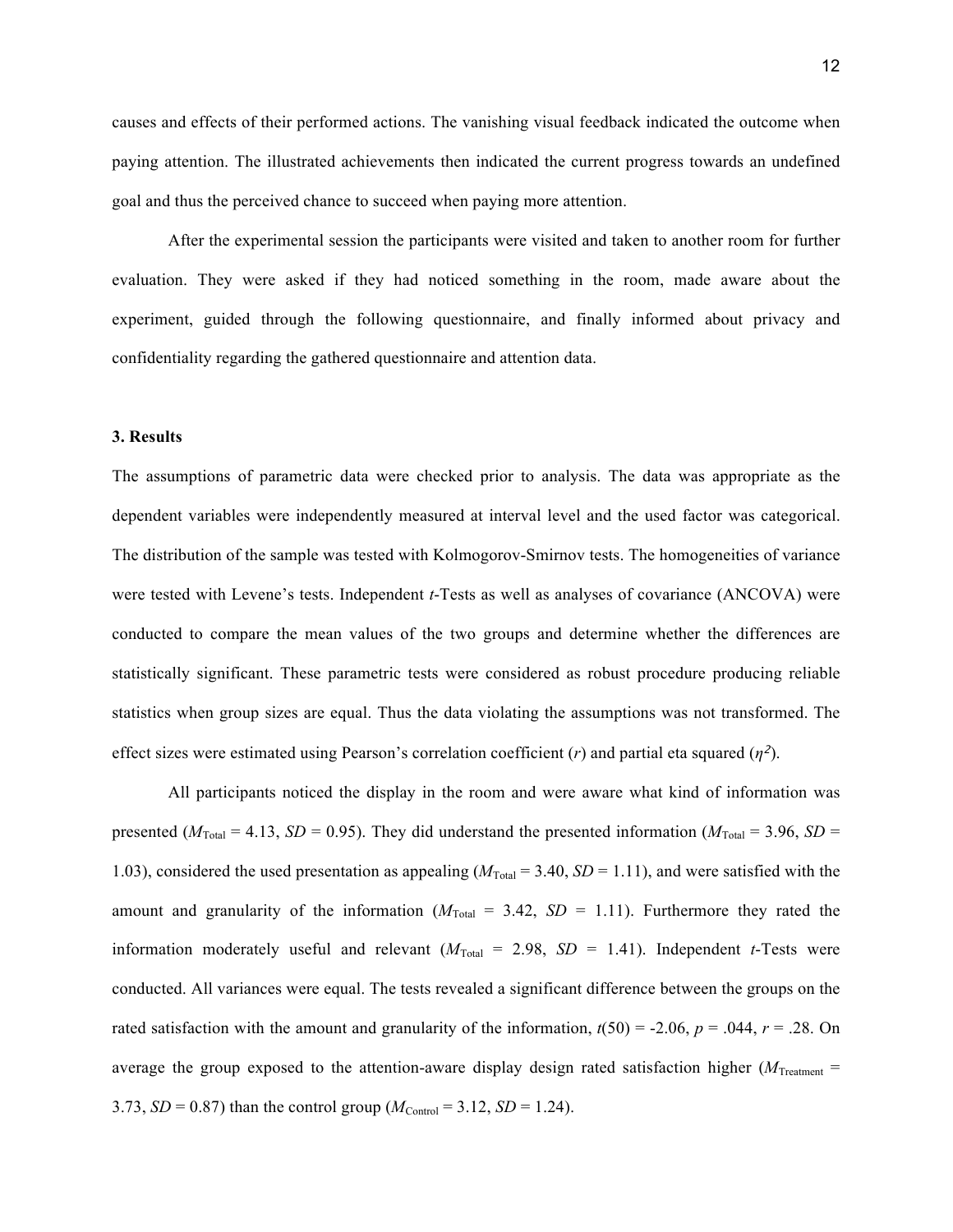causes and effects of their performed actions. The vanishing visual feedback indicated the outcome when paying attention. The illustrated achievements then indicated the current progress towards an undefined goal and thus the perceived chance to succeed when paying more attention.

After the experimental session the participants were visited and taken to another room for further evaluation. They were asked if they had noticed something in the room, made aware about the experiment, guided through the following questionnaire, and finally informed about privacy and confidentiality regarding the gathered questionnaire and attention data.

### 3. Results

The assumptions of parametric data were checked prior to analysis. The data was appropriate as the dependent variables were independently measured at interval level and the used factor was categorical. The distribution of the sample was tested with Kolmogorov-Smirnov tests. The homogeneities of variance were tested with Levene's tests. Independent *t*-Tests as well as analyses of covariance (ANCOVA) were conducted to compare the mean values of the two groups and determine whether the differences are statistically significant. These parametric tests were considered as robust procedure producing reliable statistics when group sizes are equal. Thus the data violating the assumptions was not transformed. The effect sizes were estimated using Pearson's correlation coefficient ($r$) and partial eta squared ($\eta^2$).

All participants noticed the display in the room and were aware what kind of information was presented ($M_{\text{Total}} = 4.13$, $SD = 0.95$). They did understand the presented information ($M_{\text{Total}} = 3.96$, $SD = 1.03$), considered the used presentation as appealing ($M_{\text{Total}} = 3.40$, $SD = 1.11$), and were satisfied with the amount and granularity of the information ($M_{\text{Total}} = 3.42$, $SD = 1.11$). Furthermore they rated the information moderately useful and relevant ($M_{\text{Total}} = 2.98$, $SD = 1.41$). Independent *t*-Tests were conducted. All variances were equal. The tests revealed a significant difference between the groups on the rated satisfaction with the amount and granularity of the information, $t(50) = -2.06$, $p = .044$, $r = .28$. On average the group exposed to the attention-aware display design rated satisfaction higher ($M_{\text{Treatment}} = 3.73$, $SD = 0.87$) than the control group ($M_{\text{Control}} = 3.12$, $SD = 1.24$).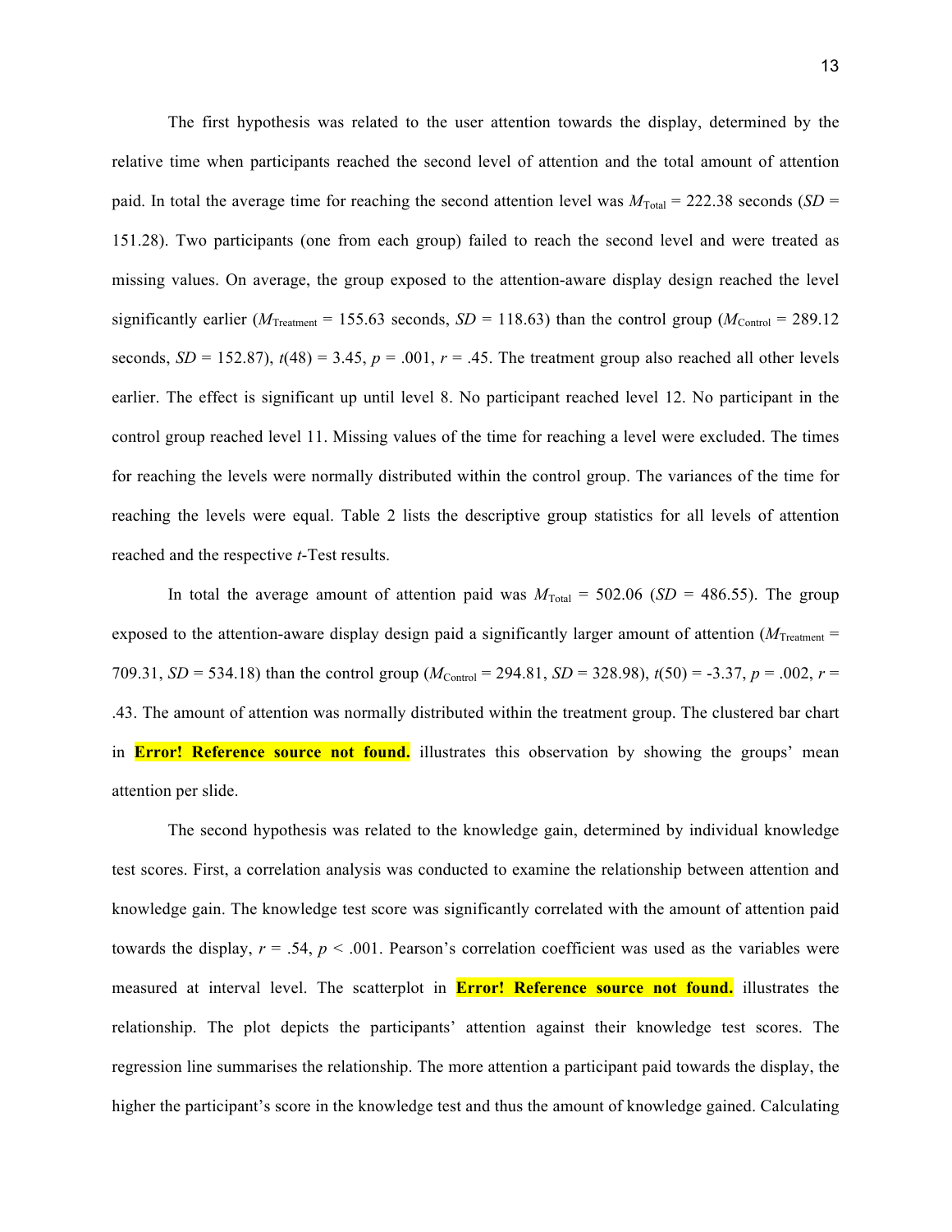The first hypothesis was related to the user attention towards the display, determined by the relative time when participants reached the second level of attention and the total amount of attention paid. In total the average time for reaching the second attention level was $M_{Total}$ = 222.38 seconds (*SD* = 151.28). Two participants (one from each group) failed to reach the second level and were treated as missing values. On average, the group exposed to the attention-aware display design reached the level significantly earlier ($M_{Treatment}$ = 155.63 seconds, *SD* = 118.63) than the control group ($M_{Control}$ = 289.12 seconds, *SD* = 152.87), $t(48) = 3.45$, $p = .001$, $r = .45$. The treatment group also reached all other levels earlier. The effect is significant up until level 8. No participant reached level 12. No participant in the control group reached level 11. Missing values of the time for reaching a level were excluded. The times for reaching the levels were normally distributed within the control group. The variances of the time for reaching the levels were equal. Table 2 lists the descriptive group statistics for all levels of attention reached and the respective *t*-Test results.

In total the average amount of attention paid was $M_{Total}$ = 502.06 (*SD* = 486.55). The group exposed to the attention-aware display design paid a significantly larger amount of attention ($M_{Treatment}$ = 709.31, *SD* = 534.18) than the control group ($M_{Control}$ = 294.81, *SD* = 328.98), $t(50) = -3.37$, $p = .002$, $r = .43$. The amount of attention was normally distributed within the treatment group. The clustered bar chart in **Error! Reference source not found.** illustrates this observation by showing the groups' mean attention per slide.

The second hypothesis was related to the knowledge gain, determined by individual knowledge test scores. First, a correlation analysis was conducted to examine the relationship between attention and knowledge gain. The knowledge test score was significantly correlated with the amount of attention paid towards the display, $r = .54$, $p < .001$. Pearson's correlation coefficient was used as the variables were measured at interval level. The scatterplot in **Error! Reference source not found.** illustrates the relationship. The plot depicts the participants' attention against their knowledge test scores. The regression line summarises the relationship. The more attention a participant paid towards the display, the higher the participant's score in the knowledge test and thus the amount of knowledge gained. Calculating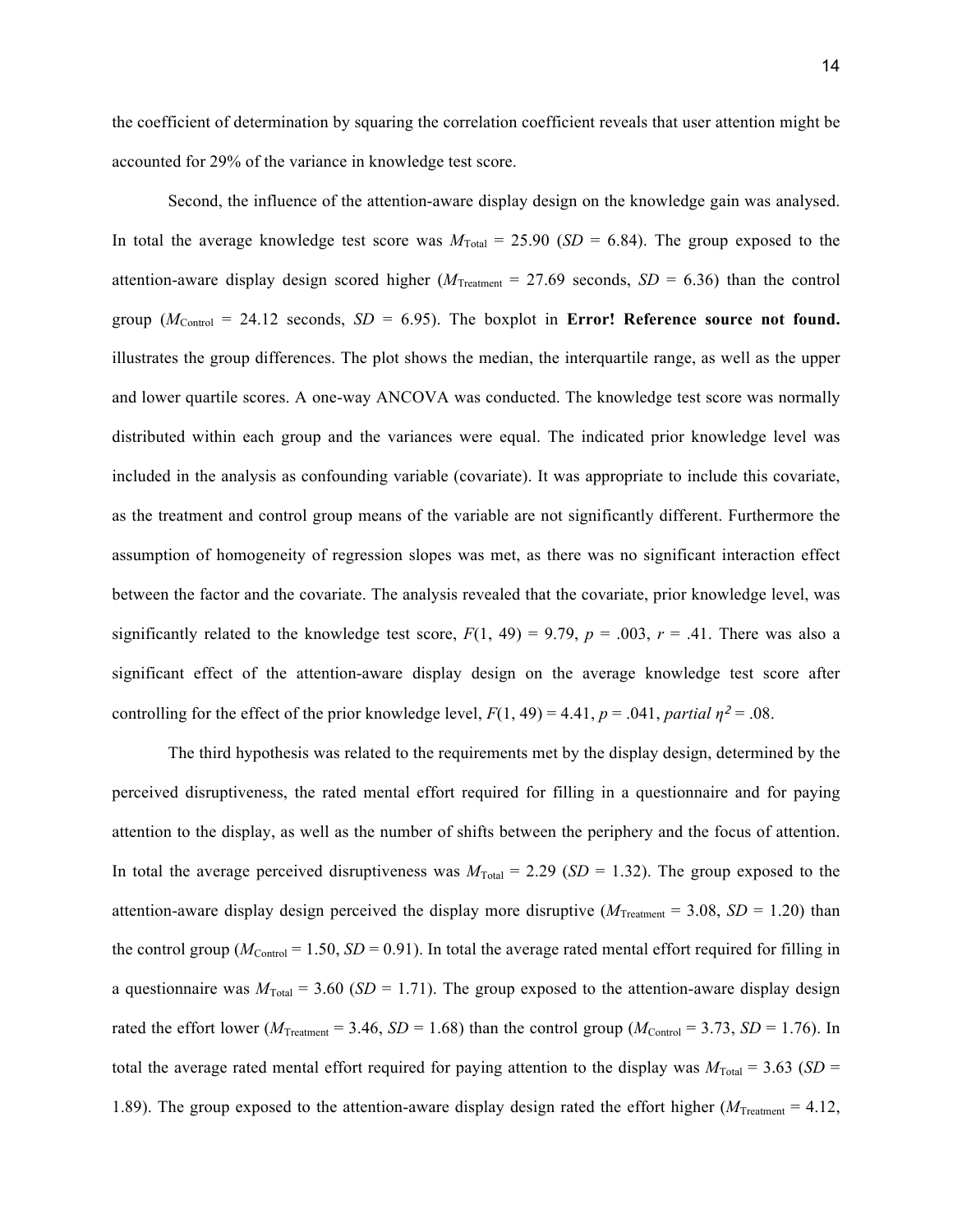the coefficient of determination by squaring the correlation coefficient reveals that user attention might be accounted for 29% of the variance in knowledge test score.

Second, the influence of the attention-aware display design on the knowledge gain was analysed. In total the average knowledge test score was $M_{Total}$ = 25.90 (*SD* = 6.84). The group exposed to the attention-aware display design scored higher ($M_{Treatment}$ = 27.69 seconds, *SD* = 6.36) than the control group ($M_{Control}$ = 24.12 seconds, *SD* = 6.95). The boxplot in **Error! Reference source not found.** illustrates the group differences. The plot shows the median, the interquartile range, as well as the upper and lower quartile scores. A one-way ANCOVA was conducted. The knowledge test score was normally distributed within each group and the variances were equal. The indicated prior knowledge level was included in the analysis as confounding variable (covariate). It was appropriate to include this covariate, as the treatment and control group means of the variable are not significantly different. Furthermore the assumption of homogeneity of regression slopes was met, as there was no significant interaction effect between the factor and the covariate. The analysis revealed that the covariate, prior knowledge level, was significantly related to the knowledge test score, $F(1, 49) = 9.79$, $p = .003$, $r = .41$. There was also a significant effect of the attention-aware display design on the average knowledge test score after controlling for the effect of the prior knowledge level, $F(1, 49) = 4.41$, $p = .041$, *partial* $\eta^2 = .08$.

The third hypothesis was related to the requirements met by the display design, determined by the perceived disruptiveness, the rated mental effort required for filling in a questionnaire and for paying attention to the display, as well as the number of shifts between the periphery and the focus of attention. In total the average perceived disruptiveness was $M_{Total}$ = 2.29 (*SD* = 1.32). The group exposed to the attention-aware display design perceived the display more disruptive ($M_{Treatment}$ = 3.08, *SD* = 1.20) than the control group ($M_{Control}$ = 1.50, *SD* = 0.91). In total the average rated mental effort required for filling in a questionnaire was $M_{Total}$ = 3.60 (*SD* = 1.71). The group exposed to the attention-aware display design rated the effort lower ($M_{Treatment}$ = 3.46, *SD* = 1.68) than the control group ($M_{Control}$ = 3.73, *SD* = 1.76). In total the average rated mental effort required for paying attention to the display was $M_{Total}$ = 3.63 (*SD* = 1.89). The group exposed to the attention-aware display design rated the effort higher ($M_{Treatment}$ = 4.12,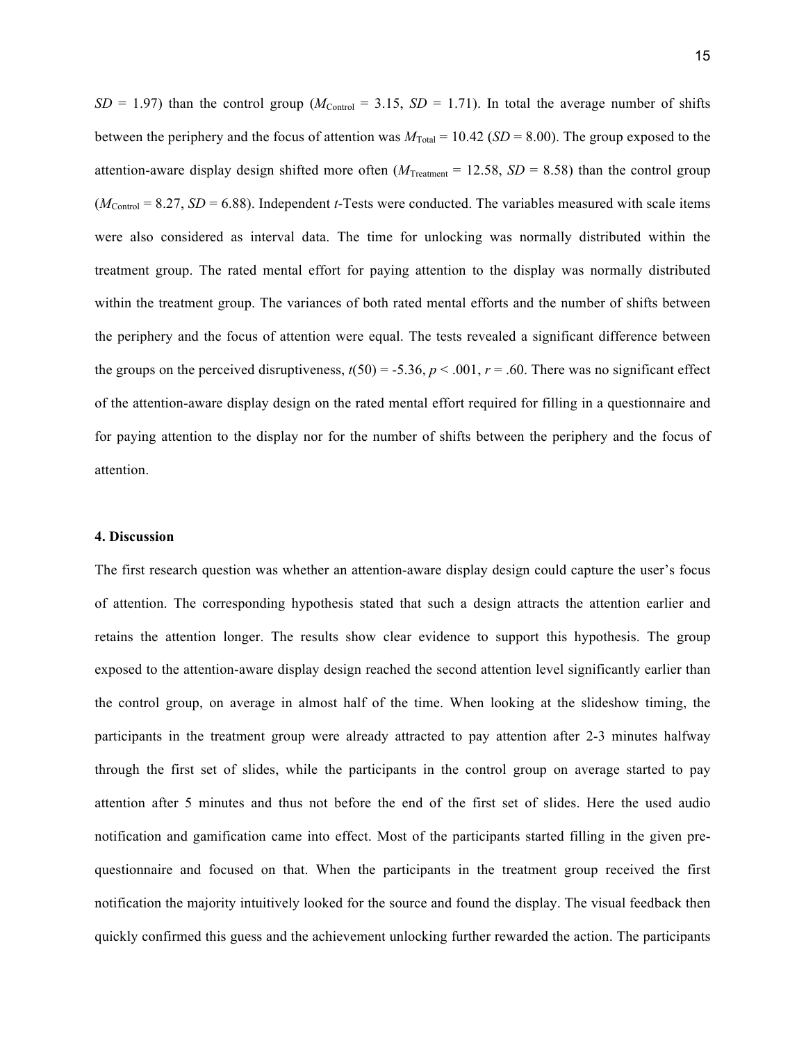*SD* = 1.97) than the control group ($M_{Control}$ = 3.15, *SD* = 1.71). In total the average number of shifts between the periphery and the focus of attention was $M_{Total}$ = 10.42 (*SD* = 8.00). The group exposed to the attention-aware display design shifted more often ($M_{Treatment}$ = 12.58, *SD* = 8.58) than the control group ($M_{Control}$ = 8.27, *SD* = 6.88). Independent *t*-Tests were conducted. The variables measured with scale items were also considered as interval data. The time for unlocking was normally distributed within the treatment group. The rated mental effort for paying attention to the display was normally distributed within the treatment group. The variances of both rated mental efforts and the number of shifts between the periphery and the focus of attention were equal. The tests revealed a significant difference between the groups on the perceived disruptiveness, $t(50) = -5.36$, $p < .001$, $r = .60$. There was no significant effect of the attention-aware display design on the rated mental effort required for filling in a questionnaire and for paying attention to the display nor for the number of shifts between the periphery and the focus of attention.

#### 4. Discussion

The first research question was whether an attention-aware display design could capture the user's focus of attention. The corresponding hypothesis stated that such a design attracts the attention earlier and retains the attention longer. The results show clear evidence to support this hypothesis. The group exposed to the attention-aware display design reached the second attention level significantly earlier than the control group, on average in almost half of the time. When looking at the slideshow timing, the participants in the treatment group were already attracted to pay attention after 2-3 minutes halfway through the first set of slides, while the participants in the control group on average started to pay attention after 5 minutes and thus not before the end of the first set of slides. Here the used audio notification and gamification came into effect. Most of the participants started filling in the given pre-questionnaire and focused on that. When the participants in the treatment group received the first notification the majority intuitively looked for the source and found the display. The visual feedback then quickly confirmed this guess and the achievement unlocking further rewarded the action. The participants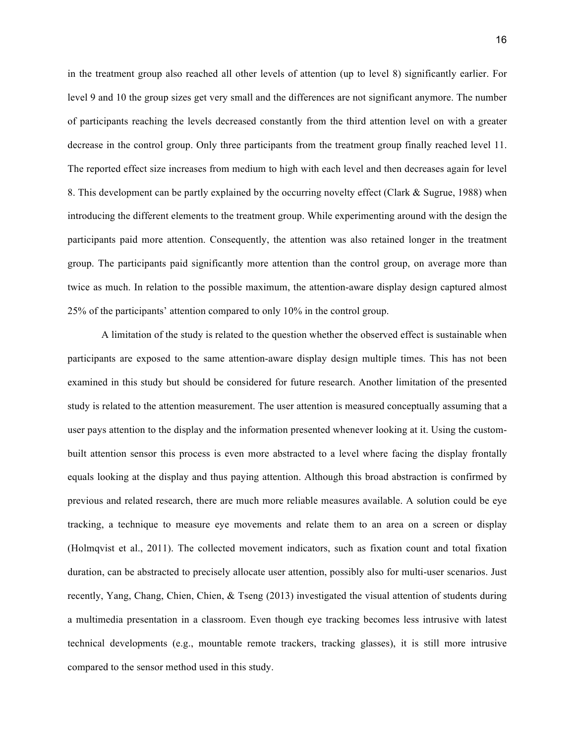in the treatment group also reached all other levels of attention (up to level 8) significantly earlier. For level 9 and 10 the group sizes get very small and the differences are not significant anymore. The number of participants reaching the levels decreased constantly from the third attention level on with a greater decrease in the control group. Only three participants from the treatment group finally reached level 11. The reported effect size increases from medium to high with each level and then decreases again for level 8. This development can be partly explained by the occurring novelty effect (Clark & Sugrue, 1988) when introducing the different elements to the treatment group. While experimenting around with the design the participants paid more attention. Consequently, the attention was also retained longer in the treatment group. The participants paid significantly more attention than the control group, on average more than twice as much. In relation to the possible maximum, the attention-aware display design captured almost 25% of the participants' attention compared to only 10% in the control group.

A limitation of the study is related to the question whether the observed effect is sustainable when participants are exposed to the same attention-aware display design multiple times. This has not been examined in this study but should be considered for future research. Another limitation of the presented study is related to the attention measurement. The user attention is measured conceptually assuming that a user pays attention to the display and the information presented whenever looking at it. Using the custom-built attention sensor this process is even more abstracted to a level where facing the display frontally equals looking at the display and thus paying attention. Although this broad abstraction is confirmed by previous and related research, there are much more reliable measures available. A solution could be eye tracking, a technique to measure eye movements and relate them to an area on a screen or display (Holmqvist et al., 2011). The collected movement indicators, such as fixation count and total fixation duration, can be abstracted to precisely allocate user attention, possibly also for multi-user scenarios. Just recently, Yang, Chang, Chien, Chien, & Tseng (2013) investigated the visual attention of students during a multimedia presentation in a classroom. Even though eye tracking becomes less intrusive with latest technical developments (e.g., mountable remote trackers, tracking glasses), it is still more intrusive compared to the sensor method used in this study.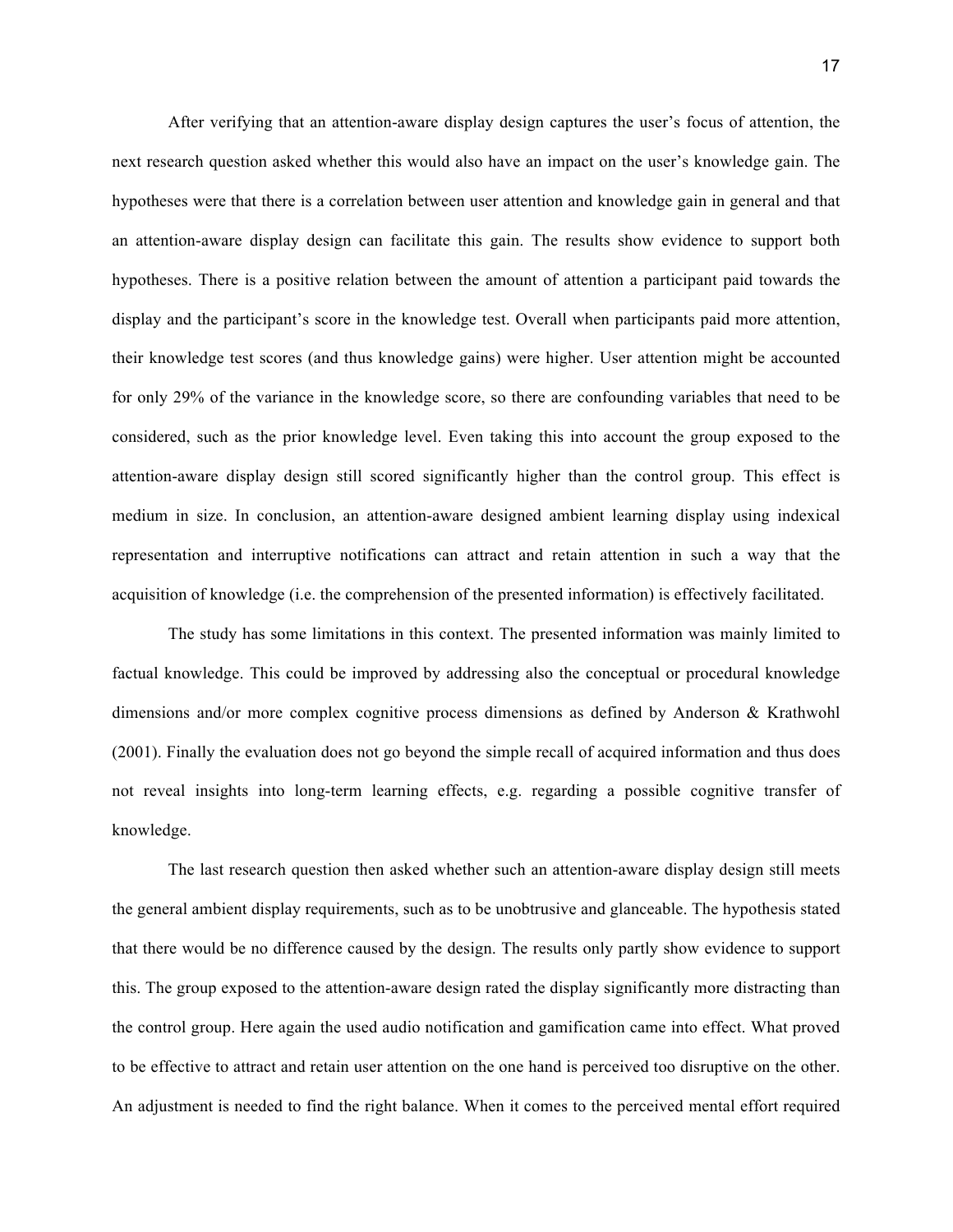After verifying that an attention-aware display design captures the user's focus of attention, the next research question asked whether this would also have an impact on the user's knowledge gain. The hypotheses were that there is a correlation between user attention and knowledge gain in general and that an attention-aware display design can facilitate this gain. The results show evidence to support both hypotheses. There is a positive relation between the amount of attention a participant paid towards the display and the participant's score in the knowledge test. Overall when participants paid more attention, their knowledge test scores (and thus knowledge gains) were higher. User attention might be accounted for only 29% of the variance in the knowledge score, so there are confounding variables that need to be considered, such as the prior knowledge level. Even taking this into account the group exposed to the attention-aware display design still scored significantly higher than the control group. This effect is medium in size. In conclusion, an attention-aware designed ambient learning display using indexical representation and interruptive notifications can attract and retain attention in such a way that the acquisition of knowledge (i.e. the comprehension of the presented information) is effectively facilitated.

The study has some limitations in this context. The presented information was mainly limited to factual knowledge. This could be improved by addressing also the conceptual or procedural knowledge dimensions and/or more complex cognitive process dimensions as defined by Anderson & Krathwohl (2001). Finally the evaluation does not go beyond the simple recall of acquired information and thus does not reveal insights into long-term learning effects, e.g. regarding a possible cognitive transfer of knowledge.

The last research question then asked whether such an attention-aware display design still meets the general ambient display requirements, such as to be unobtrusive and glanceable. The hypothesis stated that there would be no difference caused by the design. The results only partly show evidence to support this. The group exposed to the attention-aware design rated the display significantly more distracting than the control group. Here again the used audio notification and gamification came into effect. What proved to be effective to attract and retain user attention on the one hand is perceived too disruptive on the other. An adjustment is needed to find the right balance. When it comes to the perceived mental effort required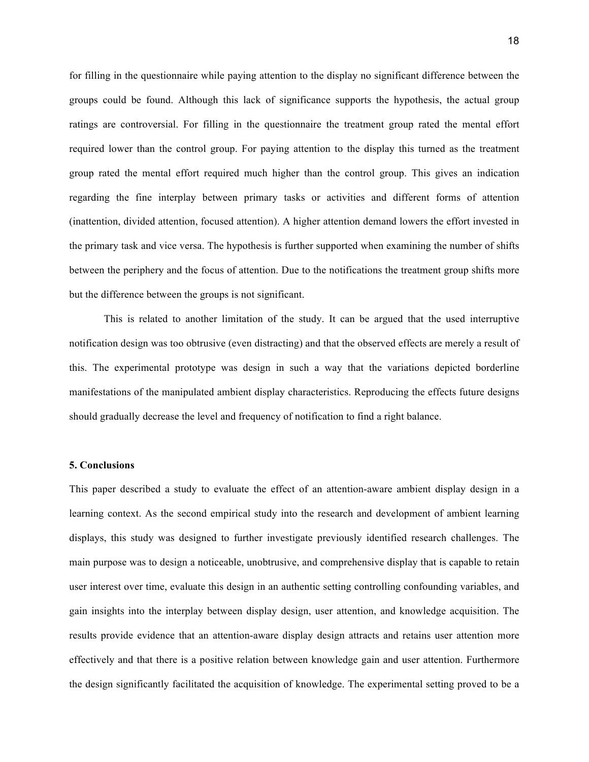for filling in the questionnaire while paying attention to the display no significant difference between the groups could be found. Although this lack of significance supports the hypothesis, the actual group ratings are controversial. For filling in the questionnaire the treatment group rated the mental effort required lower than the control group. For paying attention to the display this turned as the treatment group rated the mental effort required much higher than the control group. This gives an indication regarding the fine interplay between primary tasks or activities and different forms of attention (inattention, divided attention, focused attention). A higher attention demand lowers the effort invested in the primary task and vice versa. The hypothesis is further supported when examining the number of shifts between the periphery and the focus of attention. Due to the notifications the treatment group shifts more but the difference between the groups is not significant.

This is related to another limitation of the study. It can be argued that the used interruptive notification design was too obtrusive (even distracting) and that the observed effects are merely a result of this. The experimental prototype was design in such a way that the variations depicted borderline manifestations of the manipulated ambient display characteristics. Reproducing the effects future designs should gradually decrease the level and frequency of notification to find a right balance.

## 5. Conclusions

This paper described a study to evaluate the effect of an attention-aware ambient display design in a learning context. As the second empirical study into the research and development of ambient learning displays, this study was designed to further investigate previously identified research challenges. The main purpose was to design a noticeable, unobtrusive, and comprehensive display that is capable to retain user interest over time, evaluate this design in an authentic setting controlling confounding variables, and gain insights into the interplay between display design, user attention, and knowledge acquisition. The results provide evidence that an attention-aware display design attracts and retains user attention more effectively and that there is a positive relation between knowledge gain and user attention. Furthermore the design significantly facilitated the acquisition of knowledge. The experimental setting proved to be a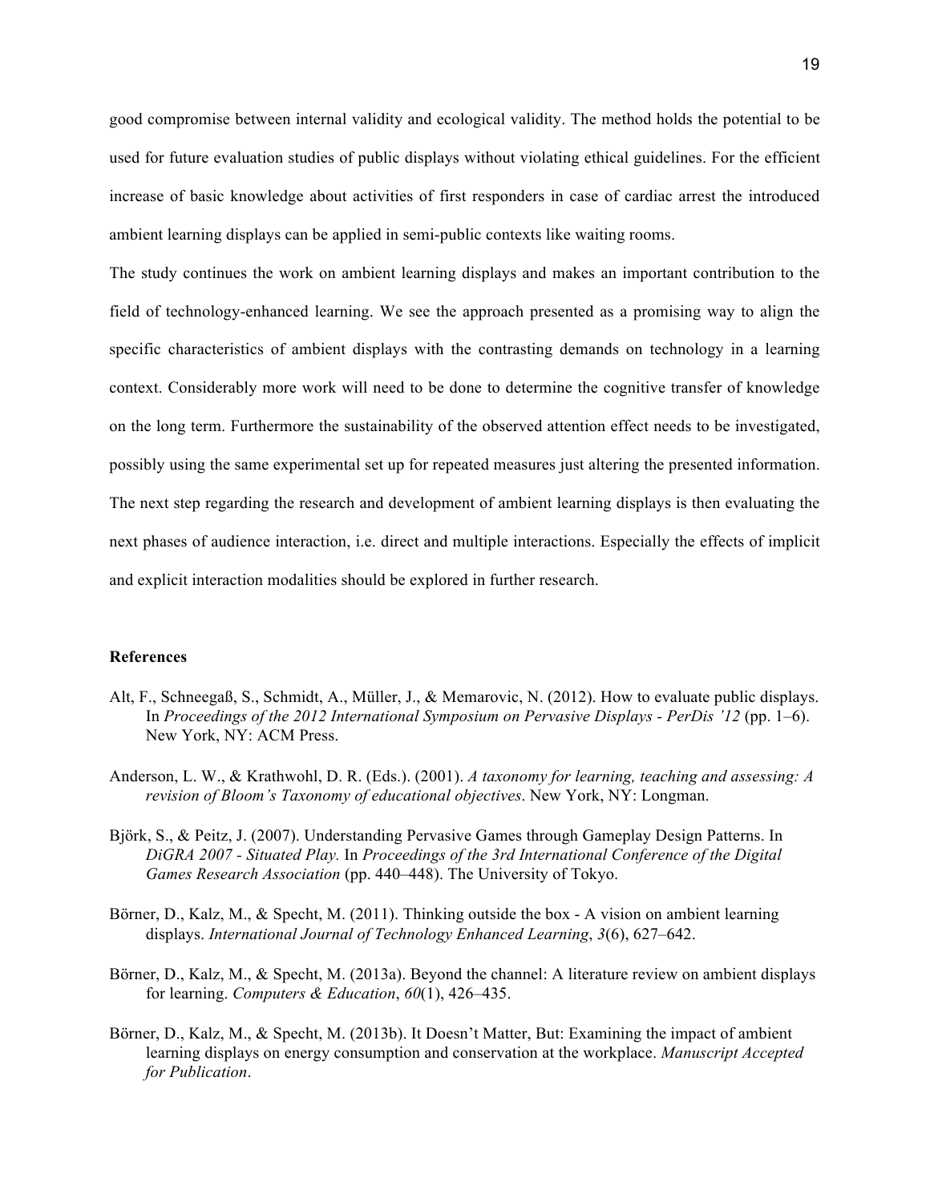good compromise between internal validity and ecological validity. The method holds the potential to be used for future evaluation studies of public displays without violating ethical guidelines. For the efficient increase of basic knowledge about activities of first responders in case of cardiac arrest the introduced ambient learning displays can be applied in semi-public contexts like waiting rooms.

The study continues the work on ambient learning displays and makes an important contribution to the field of technology-enhanced learning. We see the approach presented as a promising way to align the specific characteristics of ambient displays with the contrasting demands on technology in a learning context. Considerably more work will need to be done to determine the cognitive transfer of knowledge on the long term. Furthermore the sustainability of the observed attention effect needs to be investigated, possibly using the same experimental set up for repeated measures just altering the presented information. The next step regarding the research and development of ambient learning displays is then evaluating the next phases of audience interaction, i.e. direct and multiple interactions. Especially the effects of implicit and explicit interaction modalities should be explored in further research.

## References

Alt, F., Schneegaß, S., Schmidt, A., Müller, J., & Memarovic, N. (2012). How to evaluate public displays. In *Proceedings of the 2012 International Symposium on Pervasive Displays - PerDis '12* (pp. 1–6). New York, NY: ACM Press.

Anderson, L. W., & Krathwohl, D. R. (Eds.). (2001). *A taxonomy for learning, teaching and assessing: A revision of Bloom's Taxonomy of educational objectives*. New York, NY: Longman.

Björk, S., & Peitz, J. (2007). Understanding Pervasive Games through Gameplay Design Patterns. In *DiGRA 2007 - Situated Play.* In *Proceedings of the 3rd International Conference of the Digital Games Research Association* (pp. 440–448). The University of Tokyo.

Börner, D., Kalz, M., & Specht, M. (2011). Thinking outside the box - A vision on ambient learning displays. *International Journal of Technology Enhanced Learning*, *3*(6), 627–642.

Börner, D., Kalz, M., & Specht, M. (2013a). Beyond the channel: A literature review on ambient displays for learning. *Computers & Education*, *60*(1), 426–435.

Börner, D., Kalz, M., & Specht, M. (2013b). It Doesn't Matter, But: Examining the impact of ambient learning displays on energy consumption and conservation at the workplace. *Manuscript Accepted for Publication*.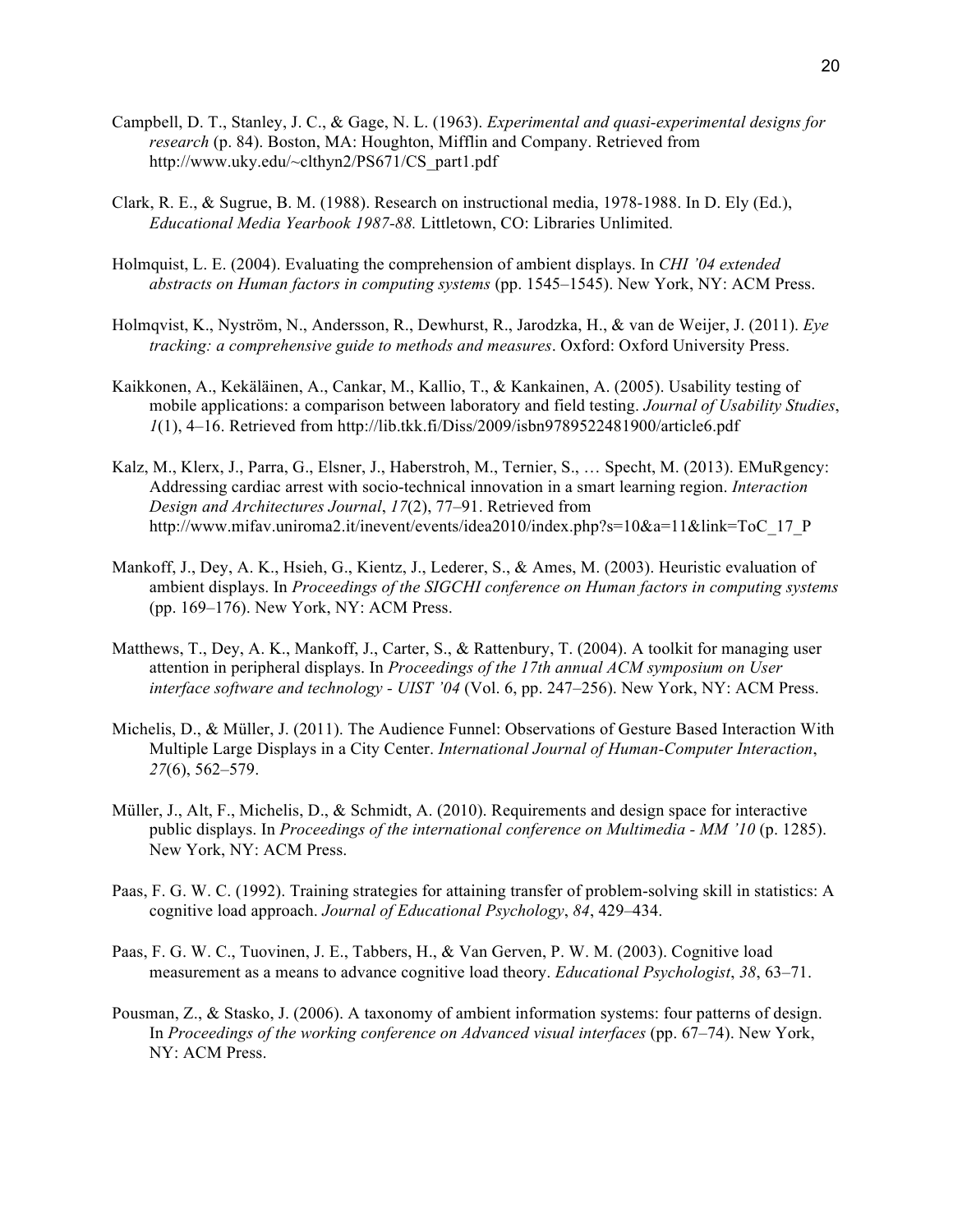Campbell, D. T., Stanley, J. C., & Gage, N. L. (1963). *Experimental and quasi-experimental designs for research* (p. 84). Boston, MA: Houghton, Mifflin and Company. Retrieved from http://www.uky.edu/~clthyn2/PS671/CS_part1.pdf

Clark, R. E., & Sugrue, B. M. (1988). Research on instructional media, 1978-1988. In D. Ely (Ed.), *Educational Media Yearbook 1987-88.* Littletown, CO: Libraries Unlimited.

Holmquist, L. E. (2004). Evaluating the comprehension of ambient displays. In *CHI '04 extended abstracts on Human factors in computing systems* (pp. 1545–1545). New York, NY: ACM Press.

Holmqvist, K., Nyström, N., Andersson, R., Dewhurst, R., Jarodzka, H., & van de Weijer, J. (2011). *Eye tracking: a comprehensive guide to methods and measures*. Oxford: Oxford University Press.

Kaikkonen, A., Kekäläinen, A., Cankar, M., Kallio, T., & Kankainen, A. (2005). Usability testing of mobile applications: a comparison between laboratory and field testing. *Journal of Usability Studies*, *1*(1), 4–16. Retrieved from http://lib.tkk.fi/Diss/2009/isbn9789522481900/article6.pdf

Kalz, M., Klerx, J., Parra, G., Elsner, J., Haberstroh, M., Ternier, S., … Specht, M. (2013). EMuRgency: Addressing cardiac arrest with socio-technical innovation in a smart learning region. *Interaction Design and Architectures Journal*, *17*(2), 77–91. Retrieved from http://www.mifav.uniroma2.it/inevent/events/idea2010/index.php?s=10&a=11&link=ToC_17_P

Mankoff, J., Dey, A. K., Hsieh, G., Kientz, J., Lederer, S., & Ames, M. (2003). Heuristic evaluation of ambient displays. In *Proceedings of the SIGCHI conference on Human factors in computing systems* (pp. 169–176). New York, NY: ACM Press.

Matthews, T., Dey, A. K., Mankoff, J., Carter, S., & Rattenbury, T. (2004). A toolkit for managing user attention in peripheral displays. In *Proceedings of the 17th annual ACM symposium on User interface software and technology - UIST '04* (Vol. 6, pp. 247–256). New York, NY: ACM Press.

Michelis, D., & Müller, J. (2011). The Audience Funnel: Observations of Gesture Based Interaction With Multiple Large Displays in a City Center. *International Journal of Human-Computer Interaction*, *27*(6), 562–579.

Müller, J., Alt, F., Michelis, D., & Schmidt, A. (2010). Requirements and design space for interactive public displays. In *Proceedings of the international conference on Multimedia - MM '10* (p. 1285). New York, NY: ACM Press.

Paas, F. G. W. C. (1992). Training strategies for attaining transfer of problem-solving skill in statistics: A cognitive load approach. *Journal of Educational Psychology*, *84*, 429–434.

Paas, F. G. W. C., Tuovinen, J. E., Tabbers, H., & Van Gerven, P. W. M. (2003). Cognitive load measurement as a means to advance cognitive load theory. *Educational Psychologist*, *38*, 63–71.

Pousman, Z., & Stasko, J. (2006). A taxonomy of ambient information systems: four patterns of design. In *Proceedings of the working conference on Advanced visual interfaces* (pp. 67–74). New York, NY: ACM Press.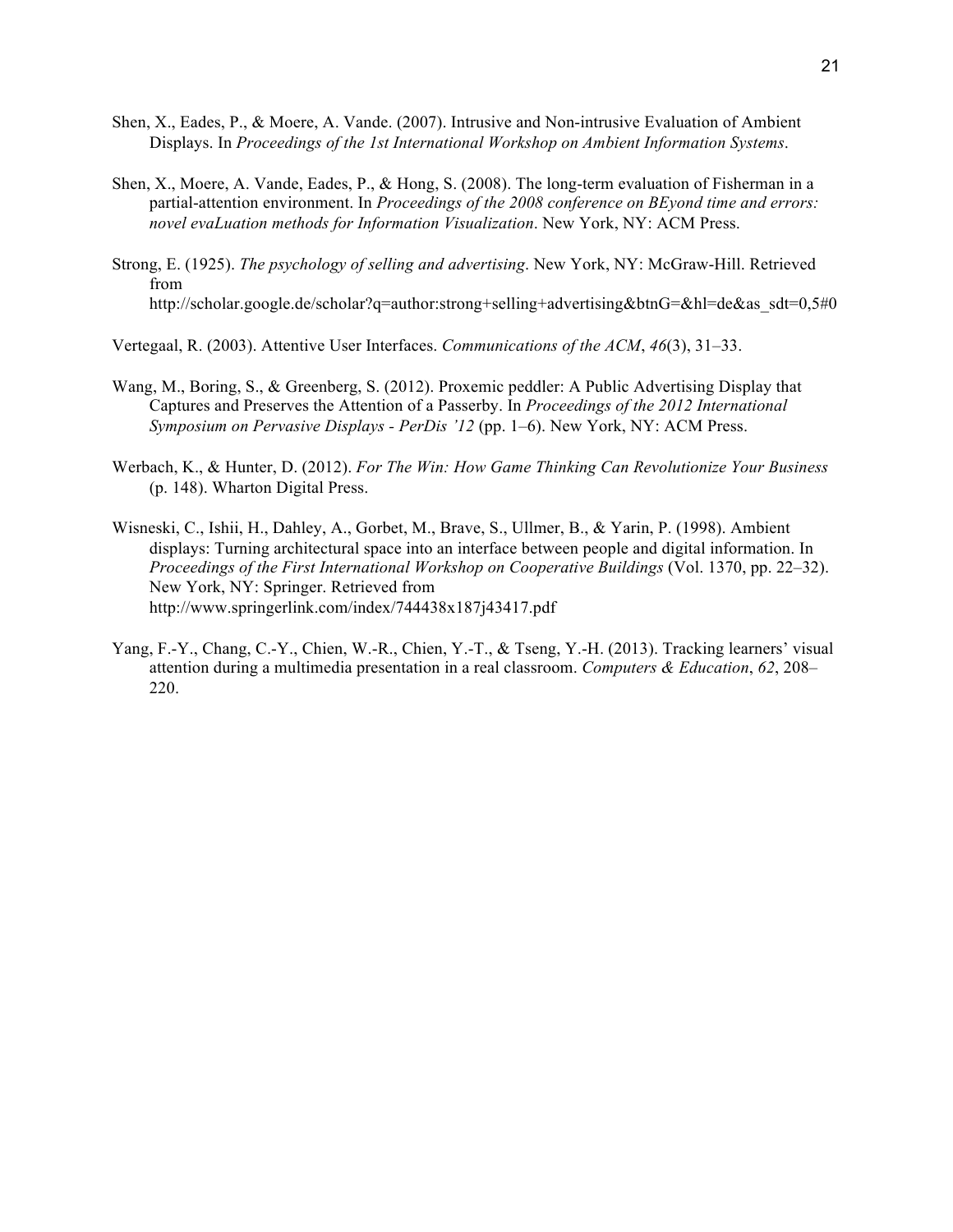Shen, X., Eades, P., & Moere, A. Vande. (2007). Intrusive and Non-intrusive Evaluation of Ambient Displays. In *Proceedings of the 1st International Workshop on Ambient Information Systems*.

Shen, X., Moere, A. Vande, Eades, P., & Hong, S. (2008). The long-term evaluation of Fisherman in a partial-attention environment. In *Proceedings of the 2008 conference on BEyond time and errors: novel evaLuation methods for Information Visualization*. New York, NY: ACM Press.

Strong, E. (1925). *The psychology of selling and advertising*. New York, NY: McGraw-Hill. Retrieved from http://scholar.google.de/scholar?q=author:strong+selling+advertising&btnG=&hl=de&as_sdt=0,5#0

Vertegaal, R. (2003). Attentive User Interfaces. *Communications of the ACM*, *46*(3), 31–33.

Wang, M., Boring, S., & Greenberg, S. (2012). Proxemic peddler: A Public Advertising Display that Captures and Preserves the Attention of a Passerby. In *Proceedings of the 2012 International Symposium on Pervasive Displays - PerDis '12* (pp. 1–6). New York, NY: ACM Press.

Werbach, K., & Hunter, D. (2012). *For The Win: How Game Thinking Can Revolutionize Your Business* (p. 148). Wharton Digital Press.

Wisneski, C., Ishii, H., Dahley, A., Gorbet, M., Brave, S., Ullmer, B., & Yarin, P. (1998). Ambient displays: Turning architectural space into an interface between people and digital information. In *Proceedings of the First International Workshop on Cooperative Buildings* (Vol. 1370, pp. 22–32). New York, NY: Springer. Retrieved from http://www.springerlink.com/index/744438x187j43417.pdf

Yang, F.-Y., Chang, C.-Y., Chien, W.-R., Chien, Y.-T., & Tseng, Y.-H. (2013). Tracking learners' visual attention during a multimedia presentation in a real classroom. *Computers & Education*, *62*, 208–220.